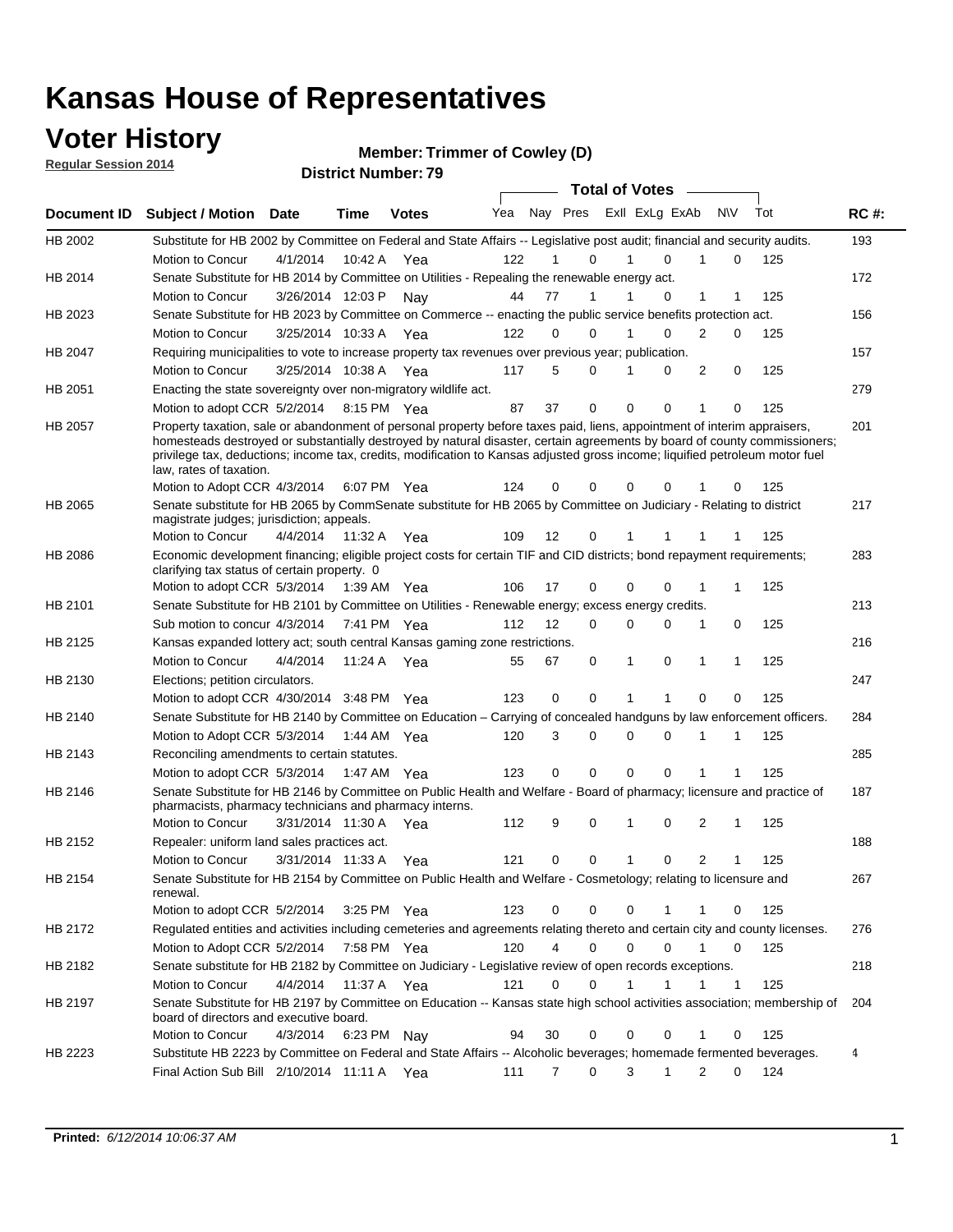# Kansas House of Representatives

## Voter History

**Regular Session 2014**

**Member: Trimmer of Cowley (D)**

**District Number: 79**

| Document ID | Subject / Motion | Date | Time | Votes | Yea | Nay | Pres | ExII | ExLg | ExAb | N\V | Tot | RC #: |
|---|---|---|---|---|---|---|---|---|---|---|---|---|---|
| HB 2002 | Substitute for HB 2002 by Committee on Federal and State Affairs -- Legislative post audit; financial and security audits. | | | | | | | | | | | | 193 |
| | Motion to Concur | 4/1/2014 | 10:42 A | Yea | 122 | 1 | 0 | 1 | 0 | 1 | 0 | 125 | |
| HB 2014 | Senate Substitute for HB 2014 by Committee on Utilities - Repealing the renewable energy act. | | | | | | | | | | | | 172 |
| | Motion to Concur | 3/26/2014 | 12:03 P | Nay | 44 | 77 | 1 | 1 | 0 | 1 | 1 | 125 | |
| HB 2023 | Senate Substitute for HB 2023 by Committee on Commerce -- enacting the public service benefits protection act. | | | | | | | | | | | | 156 |
| | Motion to Concur | 3/25/2014 | 10:33 A | Yea | 122 | 0 | 0 | 1 | 0 | 2 | 0 | 125 | |
| HB 2047 | Requiring municipalities to vote to increase property tax revenues over previous year; publication. | | | | | | | | | | | | 157 |
| | Motion to Concur | 3/25/2014 | 10:38 A | Yea | 117 | 5 | 0 | 1 | 0 | 2 | 0 | 125 | |
| HB 2051 | Enacting the state sovereignty over non-migratory wildlife act. | | | | | | | | | | | | 279 |
| | Motion to adopt CCR | 5/2/2014 | 8:15 PM | Yea | 87 | 37 | 0 | 0 | 0 | 1 | 0 | 125 | |
| HB 2057 | Property taxation, sale or abandonment of personal property before taxes paid, liens, appointment of interim appraisers, homesteads destroyed or substantially destroyed by natural disaster, certain agreements by board of county commissioners; privilege tax, deductions; income tax, credits, modification to Kansas adjusted gross income; liquified petroleum motor fuel law, rates of taxation. | | | | | | | | | | | | 201 |
| | Motion to Adopt CCR | 4/3/2014 | 6:07 PM | Yea | 124 | 0 | 0 | 0 | 0 | 1 | 0 | 125 | |
| HB 2065 | Senate substitute for HB 2065 by CommSenate substitute for HB 2065 by Committee on Judiciary - Relating to district magistrate judges; jurisdiction; appeals. | | | | | | | | | | | | 217 |
| | Motion to Concur | 4/4/2014 | 11:32 A | Yea | 109 | 12 | 0 | 1 | 1 | 1 | 1 | 125 | |
| HB 2086 | Economic development financing; eligible project costs for certain TIF and CID districts; bond repayment requirements; clarifying tax status of certain property. 0 | | | | | | | | | | | | 283 |
| | Motion to adopt CCR | 5/3/2014 | 1:39 AM | Yea | 106 | 17 | 0 | 0 | 0 | 1 | 1 | 125 | |
| HB 2101 | Senate Substitute for HB 2101 by Committee on Utilities - Renewable energy; excess energy credits. | | | | | | | | | | | | 213 |
| | Sub motion to concur | 4/3/2014 | 7:41 PM | Yea | 112 | 12 | 0 | 0 | 0 | 1 | 0 | 125 | |
| HB 2125 | Kansas expanded lottery act; south central Kansas gaming zone restrictions. | | | | | | | | | | | | 216 |
| | Motion to Concur | 4/4/2014 | 11:24 A | Yea | 55 | 67 | 0 | 1 | 0 | 1 | 1 | 125 | |
| HB 2130 | Elections; petition circulators. | | | | | | | | | | | | 247 |
| | Motion to adopt CCR | 4/30/2014 | 3:48 PM | Yea | 123 | 0 | 0 | 1 | 1 | 0 | 0 | 125 | |
| HB 2140 | Senate Substitute for HB 2140 by Committee on Education – Carrying of concealed handguns by law enforcement officers. | | | | | | | | | | | | 284 |
| | Motion to Adopt CCR | 5/3/2014 | 1:44 AM | Yea | 120 | 3 | 0 | 0 | 0 | 1 | 1 | 125 | |
| HB 2143 | Reconciling amendments to certain statutes. | | | | | | | | | | | | 285 |
| | Motion to adopt CCR | 5/3/2014 | 1:47 AM | Yea | 123 | 0 | 0 | 0 | 0 | 1 | 1 | 125 | |
| HB 2146 | Senate Substitute for HB 2146 by Committee on Public Health and Welfare - Board of pharmacy; licensure and practice of pharmacists, pharmacy technicians and pharmacy interns. | | | | | | | | | | | | 187 |
| | Motion to Concur | 3/31/2014 | 11:30 A | Yea | 112 | 9 | 0 | 1 | 0 | 2 | 1 | 125 | |
| HB 2152 | Repealer: uniform land sales practices act. | | | | | | | | | | | | 188 |
| | Motion to Concur | 3/31/2014 | 11:33 A | Yea | 121 | 0 | 0 | 1 | 0 | 2 | 1 | 125 | |
| HB 2154 | Senate Substitute for HB 2154 by Committee on Public Health and Welfare - Cosmetology; relating to licensure and renewal. | | | | | | | | | | | | 267 |
| | Motion to adopt CCR | 5/2/2014 | 3:25 PM | Yea | 123 | 0 | 0 | 0 | 1 | 1 | 0 | 125 | |
| HB 2172 | Regulated entities and activities including cemeteries and agreements relating thereto and certain city and county licenses. | | | | | | | | | | | | 276 |
| | Motion to Adopt CCR | 5/2/2014 | 7:58 PM | Yea | 120 | 4 | 0 | 0 | 0 | 1 | 0 | 125 | |
| HB 2182 | Senate substitute for HB 2182 by Committee on Judiciary - Legislative review of open records exceptions. | | | | | | | | | | | | 218 |
| | Motion to Concur | 4/4/2014 | 11:37 A | Yea | 121 | 0 | 0 | 1 | 1 | 1 | 1 | 125 | |
| HB 2197 | Senate Substitute for HB 2197 by Committee on Education -- Kansas state high school activities association; membership of board of directors and executive board. | | | | | | | | | | | | 204 |
| | Motion to Concur | 4/3/2014 | 6:23 PM | Nay | 94 | 30 | 0 | 0 | 0 | 1 | 0 | 125 | |
| HB 2223 | Substitute HB 2223 by Committee on Federal and State Affairs -- Alcoholic beverages; homemade fermented beverages. | | | | | | | | | | | | 4 |
| | Final Action Sub Bill | 2/10/2014 | 11:11 A | Yea | 111 | 7 | 0 | 3 | 1 | 2 | 0 | 124 | |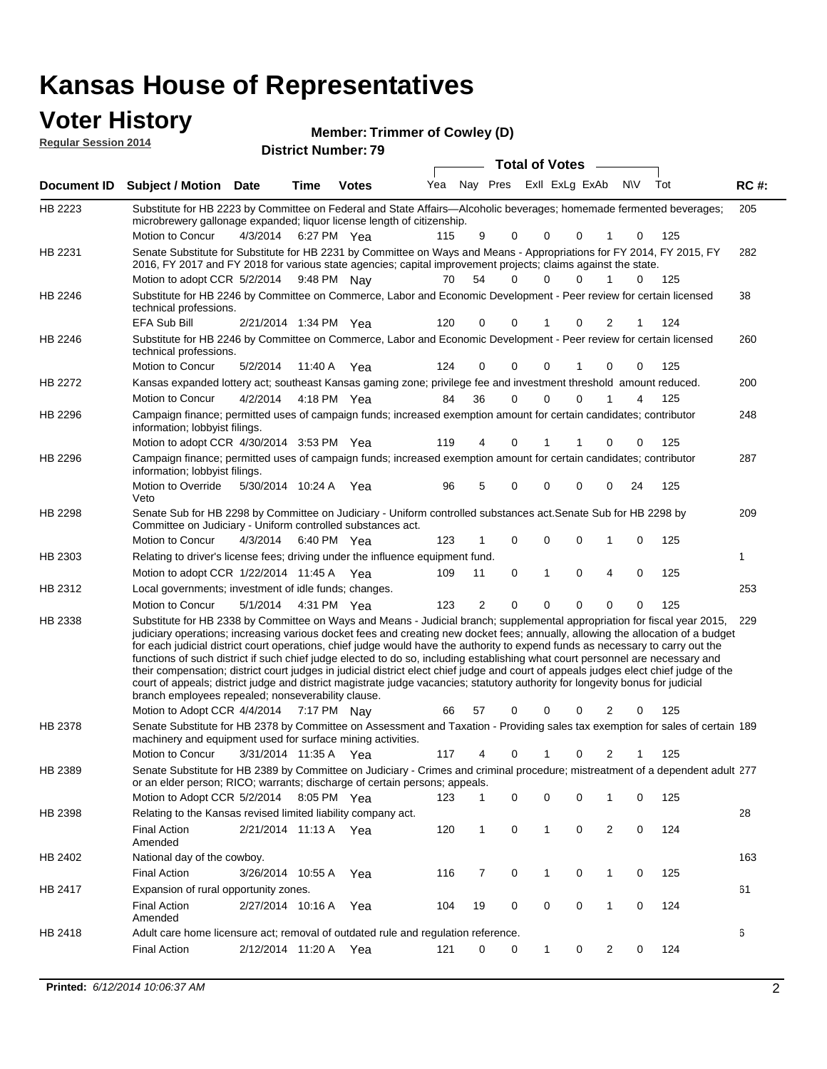# Kansas House of Representatives

## Voter History

**Regular Session 2014**

**Member: Trimmer of Cowley (D)**

**District Number: 79**

| Document ID | Subject / Motion | Date | Time | Votes | Yea | Nay | Pres | ExII | ExLg | ExAb | N\V | Tot | RC #: |
|---|---|---|---|---|---|---|---|---|---|---|---|---|---|
| HB 2223 | Substitute for HB 2223 by Committee on Federal and State Affairs—Alcoholic beverages; homemade fermented beverages; microbrewery gallonage expanded; liquor license length of citizenship. | | | | | | | | | | | | 205 |
| | Motion to Concur | 4/3/2014 | 6:27 PM | Yea | 115 | 9 | 0 | 0 | 0 | 1 | 0 | 125 | |
| HB 2231 | Senate Substitute for Substitute for HB 2231 by Committee on Ways and Means - Appropriations for FY 2014, FY 2015, FY 2016, FY 2017 and FY 2018 for various state agencies; capital improvement projects; claims against the state. | | | | | | | | | | | | 282 |
| | Motion to adopt CCR | 5/2/2014 | 9:48 PM | Nay | 70 | 54 | 0 | 0 | 0 | 1 | 0 | 125 | |
| HB 2246 | Substitute for HB 2246 by Committee on Commerce, Labor and Economic Development - Peer review for certain licensed technical professions. | | | | | | | | | | | | 38 |
| | EFA Sub Bill | 2/21/2014 | 1:34 PM | Yea | 120 | 0 | 0 | 1 | 0 | 2 | 1 | 124 | |
| HB 2246 | Substitute for HB 2246 by Committee on Commerce, Labor and Economic Development - Peer review for certain licensed technical professions. | | | | | | | | | | | | 260 |
| | Motion to Concur | 5/2/2014 | 11:40 A | Yea | 124 | 0 | 0 | 0 | 1 | 0 | 0 | 125 | |
| HB 2272 | Kansas expanded lottery act; southeast Kansas gaming zone; privilege fee and investment threshold amount reduced. | | | | | | | | | | | | 200 |
| | Motion to Concur | 4/2/2014 | 4:18 PM | Yea | 84 | 36 | 0 | 0 | 0 | 1 | 4 | 125 | |
| HB 2296 | Campaign finance; permitted uses of campaign funds; increased exemption amount for certain candidates; contributor information; lobbyist filings. | | | | | | | | | | | | 248 |
| | Motion to adopt CCR | 4/30/2014 | 3:53 PM | Yea | 119 | 4 | 0 | 1 | 1 | 0 | 0 | 125 | |
| HB 2296 | Campaign finance; permitted uses of campaign funds; increased exemption amount for certain candidates; contributor information; lobbyist filings. | | | | | | | | | | | | 287 |
| | Motion to Override Veto | 5/30/2014 | 10:24 A | Yea | 96 | 5 | 0 | 0 | 0 | 0 | 24 | 125 | |
| HB 2298 | Senate Sub for HB 2298 by Committee on Judiciary - Uniform controlled substances act.Senate Sub for HB 2298 by Committee on Judiciary - Uniform controlled substances act. | | | | | | | | | | | | 209 |
| | Motion to Concur | 4/3/2014 | 6:40 PM | Yea | 123 | 1 | 0 | 0 | 0 | 1 | 0 | 125 | |
| HB 2303 | Relating to driver's license fees; driving under the influence equipment fund. | | | | | | | | | | | | 1 |
| | Motion to adopt CCR | 1/22/2014 | 11:45 A | Yea | 109 | 11 | 0 | 1 | 0 | 4 | 0 | 125 | |
| HB 2312 | Local governments; investment of idle funds; changes. | | | | | | | | | | | | 253 |
| | Motion to Concur | 5/1/2014 | 4:31 PM | Yea | 123 | 2 | 0 | 0 | 0 | 0 | 0 | 125 | |
| HB 2338 | Substitute for HB 2338 by Committee on Ways and Means - Judicial branch; supplemental appropriation for fiscal year 2015, judiciary operations; increasing various docket fees and creating new docket fees; annually, allowing the allocation of a budget for each judicial district court operations, chief judge would have the authority to expend funds as necessary to carry out the functions of such district if such chief judge elected to do so, including establishing what court personnel are necessary and their compensation; district court judges in judicial district elect chief judge and court of appeals judges elect chief judge of the court of appeals; district judge and district magistrate judge vacancies; statutory authority for longevity bonus for judicial branch employees repealed; nonseverability clause. | | | | | | | | | | | | 229 |
| | Motion to Adopt CCR | 4/4/2014 | 7:17 PM | Nay | 66 | 57 | 0 | 0 | 0 | 2 | 0 | 125 | |
| HB 2378 | Senate Substitute for HB 2378 by Committee on Assessment and Taxation - Providing sales tax exemption for sales of certain machinery and equipment used for surface mining activities. | | | | | | | | | | | | 189 |
| | Motion to Concur | 3/31/2014 | 11:35 A | Yea | 117 | 4 | 0 | 1 | 0 | 2 | 1 | 125 | |
| HB 2389 | Senate Substitute for HB 2389 by Committee on Judiciary - Crimes and criminal procedure; mistreatment of a dependent adult or an elder person; RICO; warrants; discharge of certain persons; appeals. | | | | | | | | | | | | 277 |
| | Motion to Adopt CCR | 5/2/2014 | 8:05 PM | Yea | 123 | 1 | 0 | 0 | 0 | 1 | 0 | 125 | |
| HB 2398 | Relating to the Kansas revised limited liability company act. | | | | | | | | | | | | 28 |
| | Final Action Amended | 2/21/2014 | 11:13 A | Yea | 120 | 1 | 0 | 1 | 0 | 2 | 0 | 124 | |
| HB 2402 | National day of the cowboy. | | | | | | | | | | | | 163 |
| | Final Action | 3/26/2014 | 10:55 A | Yea | 116 | 7 | 0 | 1 | 0 | 1 | 0 | 125 | |
| HB 2417 | Expansion of rural opportunity zones. | | | | | | | | | | | | 61 |
| | Final Action Amended | 2/27/2014 | 10:16 A | Yea | 104 | 19 | 0 | 0 | 0 | 1 | 0 | 124 | |
| HB 2418 | Adult care home licensure act; removal of outdated rule and regulation reference. | | | | | | | | | | | | 6 |
| | Final Action | 2/12/2014 | 11:20 A | Yea | 121 | 0 | 0 | 1 | 0 | 2 | 0 | 124 | |

**Printed:** *6/12/2014 10:06:37 AM*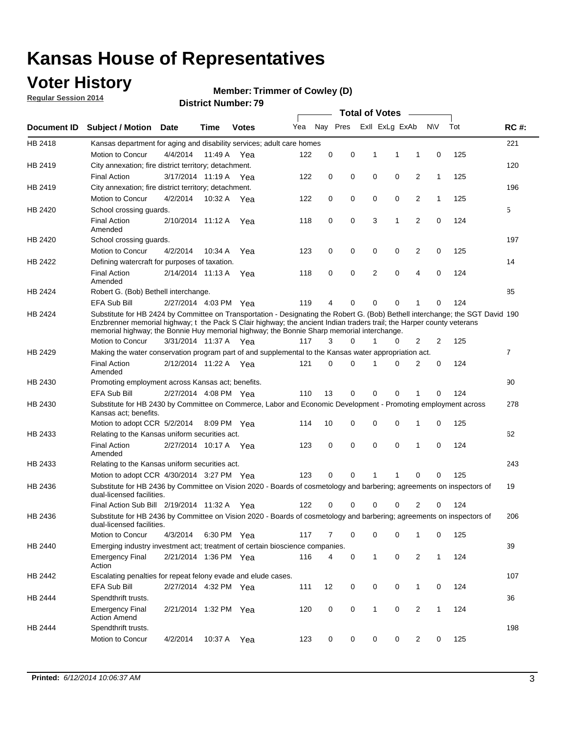# Kansas House of Representatives

## Voter History

**Regular Session 2014**

**Member: Trimmer of Cowley (D)**

**District Number: 79**

| Document ID | Subject / Motion | Date | Time | Votes | Yea | Nay | Pres | ExlI | ExLg | ExAb | N\V | Tot | RC #: |
|---|---|---|---|---|---|---|---|---|---|---|---|---|---|
| HB 2418 | Kansas department for aging and disability services; adult care homes | | | | | | | | | | | | 221 |
| | Motion to Concur | 4/4/2014 | 11:49 A | Yea | 122 | 0 | 0 | 1 | 1 | 1 | 0 | 125 | |
| HB 2419 | City annexation; fire district territory; detachment. | | | | | | | | | | | | 120 |
| | Final Action | 3/17/2014 | 11:19 A | Yea | 122 | 0 | 0 | 0 | 0 | 2 | 1 | 125 | |
| HB 2419 | City annexation; fire district territory; detachment. | | | | | | | | | | | | 196 |
| | Motion to Concur | 4/2/2014 | 10:32 A | Yea | 122 | 0 | 0 | 0 | 0 | 2 | 1 | 125 | |
| HB 2420 | School crossing guards. | | | | | | | | | | | | 5 |
| | Final Action Amended | 2/10/2014 | 11:12 A | Yea | 118 | 0 | 0 | 3 | 1 | 2 | 0 | 124 | |
| HB 2420 | School crossing guards. | | | | | | | | | | | | 197 |
| | Motion to Concur | 4/2/2014 | 10:34 A | Yea | 123 | 0 | 0 | 0 | 0 | 2 | 0 | 125 | |
| HB 2422 | Defining watercraft for purposes of taxation. | | | | | | | | | | | | 14 |
| | Final Action Amended | 2/14/2014 | 11:13 A | Yea | 118 | 0 | 0 | 2 | 0 | 4 | 0 | 124 | |
| HB 2424 | Robert G. (Bob) Bethell interchange. | | | | | | | | | | | | 85 |
| | EFA Sub Bill | 2/27/2014 | 4:03 PM | Yea | 119 | 4 | 0 | 0 | 0 | 1 | 0 | 124 | |
| HB 2424 | Substitute for HB 2424 by Committee on Transportation - Designating the Robert G. (Bob) Bethell interchange; the SGT David Enzbrenner memorial highway; t the Pack S Clair highway; the ancient Indian traders trail; the Harper county veterans memorial highway; the Bonnie Huy memorial highway; the Bonnie Sharp memorial interchange. | | | | | | | | | | | | 190 |
| | Motion to Concur | 3/31/2014 | 11:37 A | Yea | 117 | 3 | 0 | 1 | 0 | 2 | 2 | 125 | |
| HB 2429 | Making the water conservation program part of and supplemental to the Kansas water appropriation act. | | | | | | | | | | | | 7 |
| | Final Action Amended | 2/12/2014 | 11:22 A | Yea | 121 | 0 | 0 | 1 | 0 | 2 | 0 | 124 | |
| HB 2430 | Promoting employment across Kansas act; benefits. | | | | | | | | | | | | 90 |
| | EFA Sub Bill | 2/27/2014 | 4:08 PM | Yea | 110 | 13 | 0 | 0 | 0 | 1 | 0 | 124 | |
| HB 2430 | Substitute for HB 2430 by Committee on Commerce, Labor and Economic Development - Promoting employment across Kansas act; benefits. | | | | | | | | | | | | 278 |
| | Motion to adopt CCR | 5/2/2014 | 8:09 PM | Yea | 114 | 10 | 0 | 0 | 0 | 1 | 0 | 125 | |
| HB 2433 | Relating to the Kansas uniform securities act. | | | | | | | | | | | | 62 |
| | Final Action Amended | 2/27/2014 | 10:17 A | Yea | 123 | 0 | 0 | 0 | 0 | 1 | 0 | 124 | |
| HB 2433 | Relating to the Kansas uniform securities act. | | | | | | | | | | | | 243 |
| | Motion to adopt CCR | 4/30/2014 | 3:27 PM | Yea | 123 | 0 | 0 | 1 | 1 | 0 | 0 | 125 | |
| HB 2436 | Substitute for HB 2436 by Committee on Vision 2020 - Boards of cosmetology and barbering; agreements on inspectors of dual-licensed facilities. | | | | | | | | | | | | 19 |
| | Final Action Sub Bill | 2/19/2014 | 11:32 A | Yea | 122 | 0 | 0 | 0 | 0 | 2 | 0 | 124 | |
| HB 2436 | Substitute for HB 2436 by Committee on Vision 2020 - Boards of cosmetology and barbering; agreements on inspectors of dual-licensed facilities. | | | | | | | | | | | | 206 |
| | Motion to Concur | 4/3/2014 | 6:30 PM | Yea | 117 | 7 | 0 | 0 | 0 | 1 | 0 | 125 | |
| HB 2440 | Emerging industry investment act; treatment of certain bioscience companies. | | | | | | | | | | | | 39 |
| | Emergency Final Action | 2/21/2014 | 1:36 PM | Yea | 116 | 4 | 0 | 1 | 0 | 2 | 1 | 124 | |
| HB 2442 | Escalating penalties for repeat felony evade and elude cases. | | | | | | | | | | | | 107 |
| | EFA Sub Bill | 2/27/2014 | 4:32 PM | Yea | 111 | 12 | 0 | 0 | 0 | 1 | 0 | 124 | |
| HB 2444 | Spendthrift trusts. | | | | | | | | | | | | 36 |
| | Emergency Final Action Amend | 2/21/2014 | 1:32 PM | Yea | 120 | 0 | 0 | 1 | 0 | 2 | 1 | 124 | |
| HB 2444 | Spendthrift trusts. | | | | | | | | | | | | 198 |
| | Motion to Concur | 4/2/2014 | 10:37 A | Yea | 123 | 0 | 0 | 0 | 0 | 2 | 0 | 125 | |

**Printed:** *6/12/2014 10:06:37 AM*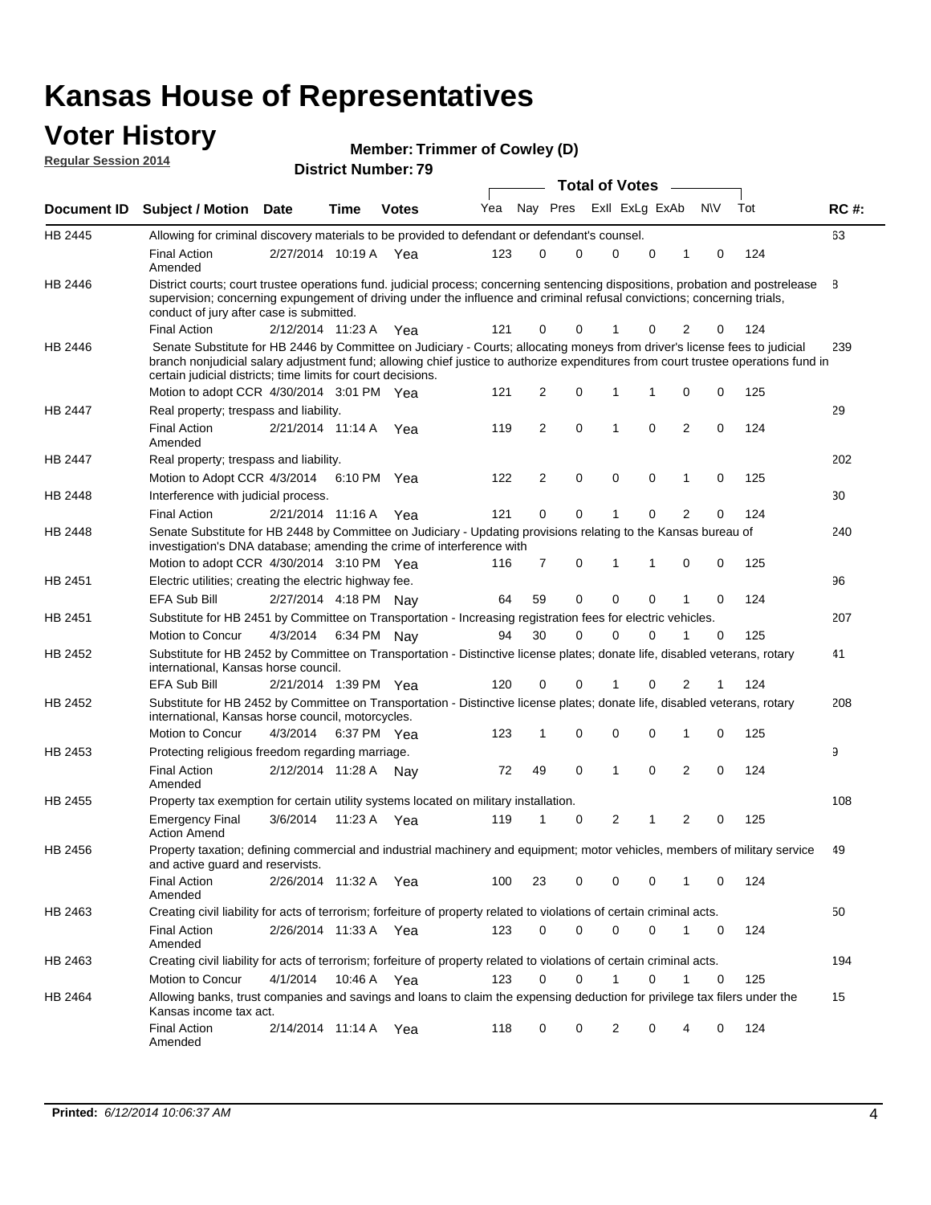# Kansas House of Representatives

## Voter History

**Regular Session 2014**

**Member: Trimmer of Cowley (D)**

**District Number: 79**

| Document ID | Subject / Motion | Date | Time | Votes | Yea | Nay | Pres | ExII | ExLg | ExAb | N\V | Tot | RC #: |
|---|---|---|---|---|---|---|---|---|---|---|---|---|---|
| HB 2445 | Allowing for criminal discovery materials to be provided to defendant or defendant's counsel. | | | | | | | | | | | | 63 |
| | Final Action Amended | 2/27/2014 | 10:19 A | Yea | 123 | 0 | 0 | 0 | 0 | 1 | 0 | 124 | |
| HB 2446 | District courts; court trustee operations fund. judicial process; concerning sentencing dispositions, probation and postrelease supervision; concerning expungement of driving under the influence and criminal refusal convictions; concerning trials, conduct of jury after case is submitted. | | | | | | | | | | | | 8 |
| | Final Action | 2/12/2014 | 11:23 A | Yea | 121 | 0 | 0 | 1 | 0 | 2 | 0 | 124 | |
| HB 2446 | Senate Substitute for HB 2446 by Committee on Judiciary - Courts; allocating moneys from driver's license fees to judicial branch nonjudicial salary adjustment fund; allowing chief justice to authorize expenditures from court trustee operations fund in certain judicial districts; time limits for court decisions. | | | | | | | | | | | | 239 |
| | Motion to adopt CCR | 4/30/2014 | 3:01 PM | Yea | 121 | 2 | 0 | 1 | 1 | 0 | 0 | 125 | |
| HB 2447 | Real property; trespass and liability. | | | | | | | | | | | | 29 |
| | Final Action Amended | 2/21/2014 | 11:14 A | Yea | 119 | 2 | 0 | 1 | 0 | 2 | 0 | 124 | |
| HB 2447 | Real property; trespass and liability. | | | | | | | | | | | | 202 |
| | Motion to Adopt CCR | 4/3/2014 | 6:10 PM | Yea | 122 | 2 | 0 | 0 | 0 | 1 | 0 | 125 | |
| HB 2448 | Interference with judicial process. | | | | | | | | | | | | 30 |
| | Final Action | 2/21/2014 | 11:16 A | Yea | 121 | 0 | 0 | 1 | 0 | 2 | 0 | 124 | |
| HB 2448 | Senate Substitute for HB 2448 by Committee on Judiciary - Updating provisions relating to the Kansas bureau of investigation's DNA database; amending the crime of interference with | | | | | | | | | | | | 240 |
| | Motion to adopt CCR | 4/30/2014 | 3:10 PM | Yea | 116 | 7 | 0 | 1 | 1 | 0 | 0 | 125 | |
| HB 2451 | Electric utilities; creating the electric highway fee. | | | | | | | | | | | | 96 |
| | EFA Sub Bill | 2/27/2014 | 4:18 PM | Nay | 64 | 59 | 0 | 0 | 0 | 1 | 0 | 124 | |
| HB 2451 | Substitute for HB 2451 by Committee on Transportation - Increasing registration fees for electric vehicles. | | | | | | | | | | | | 207 |
| | Motion to Concur | 4/3/2014 | 6:34 PM | Nay | 94 | 30 | 0 | 0 | 0 | 1 | 0 | 125 | |
| HB 2452 | Substitute for HB 2452 by Committee on Transportation - Distinctive license plates; donate life, disabled veterans, rotary international, Kansas horse council. | | | | | | | | | | | | 41 |
| | EFA Sub Bill | 2/21/2014 | 1:39 PM | Yea | 120 | 0 | 0 | 1 | 0 | 2 | 1 | 124 | |
| HB 2452 | Substitute for HB 2452 by Committee on Transportation - Distinctive license plates; donate life, disabled veterans, rotary international, Kansas horse council, motorcycles. | | | | | | | | | | | | 208 |
| | Motion to Concur | 4/3/2014 | 6:37 PM | Yea | 123 | 1 | 0 | 0 | 0 | 1 | 0 | 125 | |
| HB 2453 | Protecting religious freedom regarding marriage. | | | | | | | | | | | | 9 |
| | Final Action Amended | 2/12/2014 | 11:28 A | Nay | 72 | 49 | 0 | 1 | 0 | 2 | 0 | 124 | |
| HB 2455 | Property tax exemption for certain utility systems located on military installation. | | | | | | | | | | | | 108 |
| | Emergency Final Action Amend | 3/6/2014 | 11:23 A | Yea | 119 | 1 | 0 | 2 | 1 | 2 | 0 | 125 | |
| HB 2456 | Property taxation; defining commercial and industrial machinery and equipment; motor vehicles, members of military service and active guard and reservists. | | | | | | | | | | | | 49 |
| | Final Action Amended | 2/26/2014 | 11:32 A | Yea | 100 | 23 | 0 | 0 | 0 | 1 | 0 | 124 | |
| HB 2463 | Creating civil liability for acts of terrorism; forfeiture of property related to violations of certain criminal acts. | | | | | | | | | | | | 50 |
| | Final Action Amended | 2/26/2014 | 11:33 A | Yea | 123 | 0 | 0 | 0 | 0 | 1 | 0 | 124 | |
| HB 2463 | Creating civil liability for acts of terrorism; forfeiture of property related to violations of certain criminal acts. | | | | | | | | | | | | 194 |
| | Motion to Concur | 4/1/2014 | 10:46 A | Yea | 123 | 0 | 0 | 1 | 0 | 1 | 0 | 125 | |
| HB 2464 | Allowing banks, trust companies and savings and loans to claim the expensing deduction for privilege tax filers under the Kansas income tax act. | | | | | | | | | | | | 15 |
| | Final Action Amended | 2/14/2014 | 11:14 A | Yea | 118 | 0 | 0 | 2 | 0 | 4 | 0 | 124 | |

**Printed:** *6/12/2014 10:06:37 AM*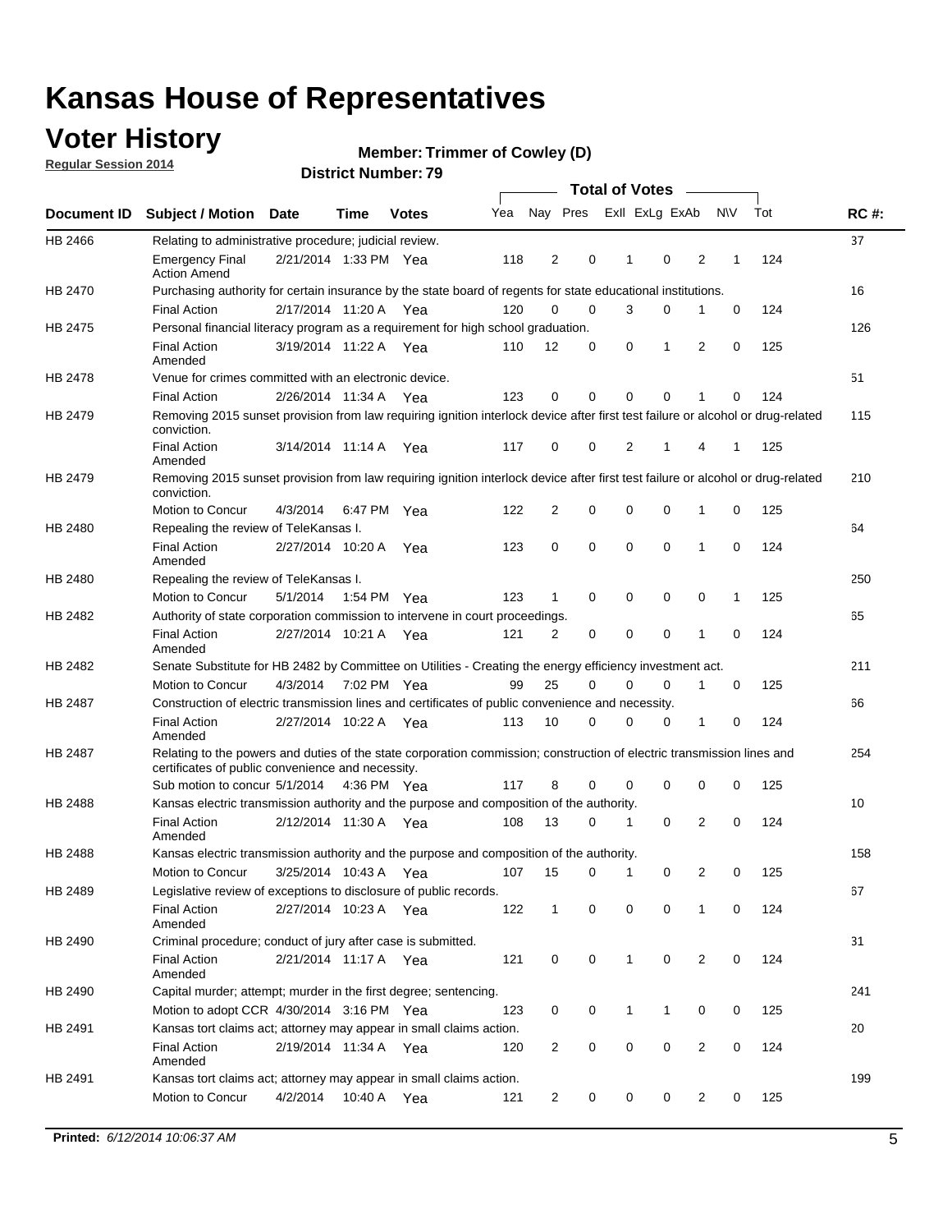# Kansas House of Representatives

## Voter History

**Regular Session 2014**

**Member: Trimmer of Cowley (D)**

**District Number: 79**

| Document ID | Subject / Motion | Date | Time | Votes | Yea | Nay | Pres | ExII | ExLg | ExAb | N\V | Tot | RC #: |
|---|---|---|---|---|---|---|---|---|---|---|---|---|---|
| HB 2466 | Relating to administrative procedure; judicial review. | | | | | | | | | | | | 37 |
| | Emergency Final Action Amend | 2/21/2014 | 1:33 PM | Yea | 118 | 2 | 0 | 1 | 0 | 2 | 1 | 124 | |
| HB 2470 | Purchasing authority for certain insurance by the state board of regents for state educational institutions. | | | | | | | | | | | | 16 |
| | Final Action | 2/17/2014 | 11:20 A | Yea | 120 | 0 | 0 | 3 | 0 | 1 | 0 | 124 | |
| HB 2475 | Personal financial literacy program as a requirement for high school graduation. | | | | | | | | | | | | 126 |
| | Final Action Amended | 3/19/2014 | 11:22 A | Yea | 110 | 12 | 0 | 0 | 1 | 2 | 0 | 125 | |
| HB 2478 | Venue for crimes committed with an electronic device. | | | | | | | | | | | | 51 |
| | Final Action | 2/26/2014 | 11:34 A | Yea | 123 | 0 | 0 | 0 | 0 | 1 | 0 | 124 | |
| HB 2479 | Removing 2015 sunset provision from law requiring ignition interlock device after first test failure or alcohol or drug-related conviction. | | | | | | | | | | | | 115 |
| | Final Action Amended | 3/14/2014 | 11:14 A | Yea | 117 | 0 | 0 | 2 | 1 | 4 | 1 | 125 | |
| HB 2479 | Removing 2015 sunset provision from law requiring ignition interlock device after first test failure or alcohol or drug-related conviction. | | | | | | | | | | | | 210 |
| | Motion to Concur | 4/3/2014 | 6:47 PM | Yea | 122 | 2 | 0 | 0 | 0 | 1 | 0 | 125 | |
| HB 2480 | Repealing the review of TeleKansas I. | | | | | | | | | | | | 64 |
| | Final Action Amended | 2/27/2014 | 10:20 A | Yea | 123 | 0 | 0 | 0 | 0 | 1 | 0 | 124 | |
| HB 2480 | Repealing the review of TeleKansas I. | | | | | | | | | | | | 250 |
| | Motion to Concur | 5/1/2014 | 1:54 PM | Yea | 123 | 1 | 0 | 0 | 0 | 0 | 1 | 125 | |
| HB 2482 | Authority of state corporation commission to intervene in court proceedings. | | | | | | | | | | | | 65 |
| | Final Action Amended | 2/27/2014 | 10:21 A | Yea | 121 | 2 | 0 | 0 | 0 | 1 | 0 | 124 | |
| HB 2482 | Senate Substitute for HB 2482 by Committee on Utilities - Creating the energy efficiency investment act. | | | | | | | | | | | | 211 |
| | Motion to Concur | 4/3/2014 | 7:02 PM | Yea | 99 | 25 | 0 | 0 | 0 | 1 | 0 | 125 | |
| HB 2487 | Construction of electric transmission lines and certificates of public convenience and necessity. | | | | | | | | | | | | 66 |
| | Final Action Amended | 2/27/2014 | 10:22 A | Yea | 113 | 10 | 0 | 0 | 0 | 1 | 0 | 124 | |
| HB 2487 | Relating to the powers and duties of the state corporation commission; construction of electric transmission lines and certificates of public convenience and necessity. | | | | | | | | | | | | 254 |
| | Sub motion to concur | 5/1/2014 | 4:36 PM | Yea | 117 | 8 | 0 | 0 | 0 | 0 | 0 | 125 | |
| HB 2488 | Kansas electric transmission authority and the purpose and composition of the authority. | | | | | | | | | | | | 10 |
| | Final Action Amended | 2/12/2014 | 11:30 A | Yea | 108 | 13 | 0 | 1 | 0 | 2 | 0 | 124 | |
| HB 2488 | Kansas electric transmission authority and the purpose and composition of the authority. | | | | | | | | | | | | 158 |
| | Motion to Concur | 3/25/2014 | 10:43 A | Yea | 107 | 15 | 0 | 1 | 0 | 2 | 0 | 125 | |
| HB 2489 | Legislative review of exceptions to disclosure of public records. | | | | | | | | | | | | 67 |
| | Final Action Amended | 2/27/2014 | 10:23 A | Yea | 122 | 1 | 0 | 0 | 0 | 1 | 0 | 124 | |
| HB 2490 | Criminal procedure; conduct of jury after case is submitted. | | | | | | | | | | | | 31 |
| | Final Action Amended | 2/21/2014 | 11:17 A | Yea | 121 | 0 | 0 | 1 | 0 | 2 | 0 | 124 | |
| HB 2490 | Capital murder; attempt; murder in the first degree; sentencing. | | | | | | | | | | | | 241 |
| | Motion to adopt CCR | 4/30/2014 | 3:16 PM | Yea | 123 | 0 | 0 | 1 | 1 | 0 | 0 | 125 | |
| HB 2491 | Kansas tort claims act; attorney may appear in small claims action. | | | | | | | | | | | | 20 |
| | Final Action Amended | 2/19/2014 | 11:34 A | Yea | 120 | 2 | 0 | 0 | 0 | 2 | 0 | 124 | |
| HB 2491 | Kansas tort claims act; attorney may appear in small claims action. | | | | | | | | | | | | 199 |
| | Motion to Concur | 4/2/2014 | 10:40 A | Yea | 121 | 2 | 0 | 0 | 0 | 2 | 0 | 125 | |

**Printed:** *6/12/2014 10:06:37 AM*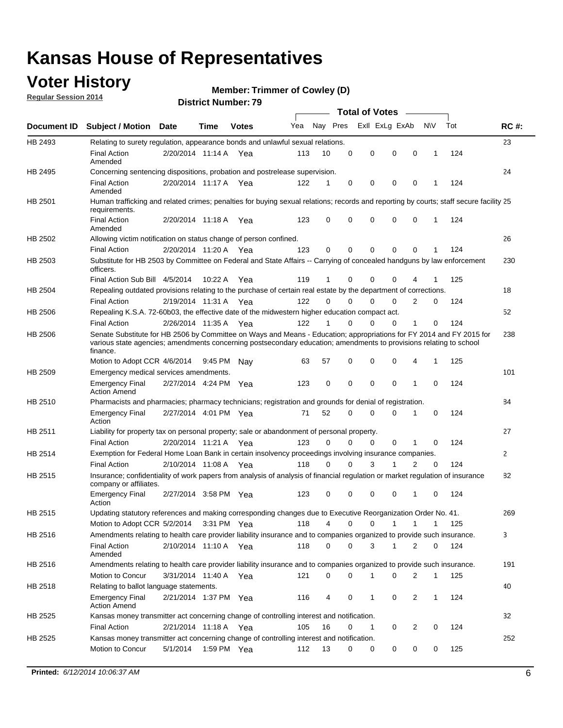# Kansas House of Representatives

## Voter History

**Regular Session 2014**

**Member: Trimmer of Cowley (D)**

**District Number: 79**

| Document ID | Subject / Motion | Date | Time | Votes | Yea | Nay | Pres | ExII | ExLg | ExAb | N\V | Tot | RC #: |
|---|---|---|---|---|---|---|---|---|---|---|---|---|---|
| HB 2493 | Relating to surety regulation, appearance bonds and unlawful sexual relations. | | | | | | | | | | | | 23 |
| | Final Action Amended | 2/20/2014 | 11:14 A | Yea | 113 | 10 | 0 | 0 | 0 | 0 | 1 | 124 | |
| HB 2495 | Concerning sentencing dispositions, probation and postrelease supervision. | | | | | | | | | | | | 24 |
| | Final Action Amended | 2/20/2014 | 11:17 A | Yea | 122 | 1 | 0 | 0 | 0 | 0 | 1 | 124 | |
| HB 2501 | Human trafficking and related crimes; penalties for buying sexual relations; records and reporting by courts; staff secure facility requirements. | | | | | | | | | | | | 25 |
| | Final Action Amended | 2/20/2014 | 11:18 A | Yea | 123 | 0 | 0 | 0 | 0 | 0 | 1 | 124 | |
| HB 2502 | Allowing victim notification on status change of person confined. | | | | | | | | | | | | 26 |
| | Final Action | 2/20/2014 | 11:20 A | Yea | 123 | 0 | 0 | 0 | 0 | 0 | 1 | 124 | |
| HB 2503 | Substitute for HB 2503 by Committee on Federal and State Affairs -- Carrying of concealed handguns by law enforcement officers. | | | | | | | | | | | | 230 |
| | Final Action Sub Bill | 4/5/2014 | 10:22 A | Yea | 119 | 1 | 0 | 0 | 0 | 4 | 1 | 125 | |
| HB 2504 | Repealing outdated provisions relating to the purchase of certain real estate by the department of corrections. | | | | | | | | | | | | 18 |
| | Final Action | 2/19/2014 | 11:31 A | Yea | 122 | 0 | 0 | 0 | 0 | 2 | 0 | 124 | |
| HB 2506 | Repealing K.S.A. 72-60b03, the effective date of the midwestern higher education compact act. | | | | | | | | | | | | 52 |
| | Final Action | 2/26/2014 | 11:35 A | Yea | 122 | 1 | 0 | 0 | 0 | 1 | 0 | 124 | |
| HB 2506 | Senate Substitute for HB 2506 by Committee on Ways and Means - Education; appropriations for FY 2014 and FY 2015 for various state agencies; amendments concerning postsecondary education; amendments to provisions relating to school finance. | | | | | | | | | | | | 238 |
| | Motion to Adopt CCR | 4/6/2014 | 9:45 PM | Nay | 63 | 57 | 0 | 0 | 0 | 4 | 1 | 125 | |
| HB 2509 | Emergency medical services amendments. | | | | | | | | | | | | 101 |
| | Emergency Final Action Amend | 2/27/2014 | 4:24 PM | Yea | 123 | 0 | 0 | 0 | 0 | 1 | 0 | 124 | |
| HB 2510 | Pharmacists and pharmacies; pharmacy technicians; registration and grounds for denial of registration. | | | | | | | | | | | | 84 |
| | Emergency Final Action | 2/27/2014 | 4:01 PM | Yea | 71 | 52 | 0 | 0 | 0 | 1 | 0 | 124 | |
| HB 2511 | Liability for property tax on personal property; sale or abandonment of personal property. | | | | | | | | | | | | 27 |
| | Final Action | 2/20/2014 | 11:21 A | Yea | 123 | 0 | 0 | 0 | 0 | 1 | 0 | 124 | |
| HB 2514 | Exemption for Federal Home Loan Bank in certain insolvency proceedings involving insurance companies. | | | | | | | | | | | | 2 |
| | Final Action | 2/10/2014 | 11:08 A | Yea | 118 | 0 | 0 | 3 | 1 | 2 | 0 | 124 | |
| HB 2515 | Insurance; confidentiality of work papers from analysis of analysis of financial regulation or market regulation of insurance company or affiliates. | | | | | | | | | | | | 82 |
| | Emergency Final Action | 2/27/2014 | 3:58 PM | Yea | 123 | 0 | 0 | 0 | 0 | 1 | 0 | 124 | |
| HB 2515 | Updating statutory references and making corresponding changes due to Executive Reorganization Order No. 41. | | | | | | | | | | | | 269 |
| | Motion to Adopt CCR | 5/2/2014 | 3:31 PM | Yea | 118 | 4 | 0 | 0 | 1 | 1 | 1 | 125 | |
| HB 2516 | Amendments relating to health care provider liability insurance and to companies organized to provide such insurance. | | | | | | | | | | | | 3 |
| | Final Action Amended | 2/10/2014 | 11:10 A | Yea | 118 | 0 | 0 | 3 | 1 | 2 | 0 | 124 | |
| HB 2516 | Amendments relating to health care provider liability insurance and to companies organized to provide such insurance. | | | | | | | | | | | | 191 |
| | Motion to Concur | 3/31/2014 | 11:40 A | Yea | 121 | 0 | 0 | 1 | 0 | 2 | 1 | 125 | |
| HB 2518 | Relating to ballot language statements. | | | | | | | | | | | | 40 |
| | Emergency Final Action Amend | 2/21/2014 | 1:37 PM | Yea | 116 | 4 | 0 | 1 | 0 | 2 | 1 | 124 | |
| HB 2525 | Kansas money transmitter act concerning change of controlling interest and notification. | | | | | | | | | | | | 32 |
| | Final Action | 2/21/2014 | 11:18 A | Yea | 105 | 16 | 0 | 1 | 0 | 2 | 0 | 124 | |
| HB 2525 | Kansas money transmitter act concerning change of controlling interest and notification. | | | | | | | | | | | | 252 |
| | Motion to Concur | 5/1/2014 | 1:59 PM | Yea | 112 | 13 | 0 | 0 | 0 | 0 | 0 | 125 | |

**Printed:** *6/12/2014 10:06:37 AM*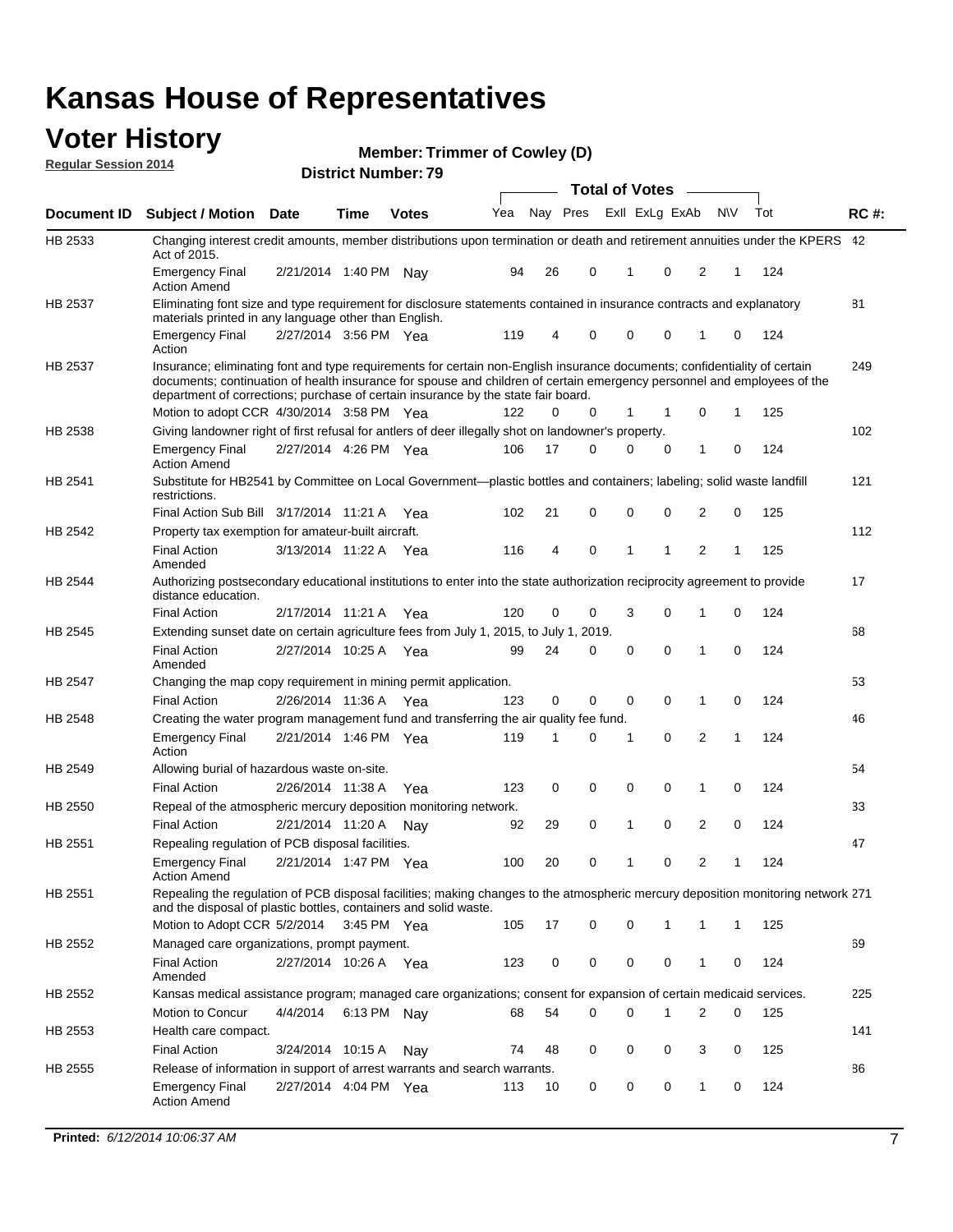# Kansas House of Representatives

## Voter History

**Regular Session 2014**

**Member: Trimmer of Cowley (D)**

**District Number: 79**

| Document ID | Subject / Motion | Date | Time | Votes | Yea | Nay | Pres | ExII | ExLg | ExAb | N\V | Tot | RC #: |
|---|---|---|---|---|---|---|---|---|---|---|---|---|---|
| HB 2533 | Changing interest credit amounts, member distributions upon termination or death and retirement annuities under the KPERS Act of 2015. | | | | | | | | | | | | 42 |
| | Emergency Final Action Amend | 2/21/2014 | 1:40 PM | Nay | 94 | 26 | 0 | 1 | 0 | 2 | 1 | 124 | |
| HB 2537 | Eliminating font size and type requirement for disclosure statements contained in insurance contracts and explanatory materials printed in any language other than English. | | | | | | | | | | | | 81 |
| | Emergency Final Action | 2/27/2014 | 3:56 PM | Yea | 119 | 4 | 0 | 0 | 0 | 1 | 0 | 124 | |
| HB 2537 | Insurance; eliminating font and type requirements for certain non-English insurance documents; confidentiality of certain documents; continuation of health insurance for spouse and children of certain emergency personnel and employees of the department of corrections; purchase of certain insurance by the state fair board. | | | | | | | | | | | | 249 |
| | Motion to adopt CCR | 4/30/2014 | 3:58 PM | Yea | 122 | 0 | 0 | 1 | 1 | 0 | 1 | 125 | |
| HB 2538 | Giving landowner right of first refusal for antlers of deer illegally shot on landowner's property. | | | | | | | | | | | | 102 |
| | Emergency Final Action Amend | 2/27/2014 | 4:26 PM | Yea | 106 | 17 | 0 | 0 | 0 | 1 | 0 | 124 | |
| HB 2541 | Substitute for HB2541 by Committee on Local Government—plastic bottles and containers; labeling; solid waste landfill restrictions. | | | | | | | | | | | | 121 |
| | Final Action Sub Bill | 3/17/2014 | 11:21 A | Yea | 102 | 21 | 0 | 0 | 0 | 2 | 0 | 125 | |
| HB 2542 | Property tax exemption for amateur-built aircraft. | | | | | | | | | | | | 112 |
| | Final Action Amended | 3/13/2014 | 11:22 A | Yea | 116 | 4 | 0 | 1 | 1 | 2 | 1 | 125 | |
| HB 2544 | Authorizing postsecondary educational institutions to enter into the state authorization reciprocity agreement to provide distance education. | | | | | | | | | | | | 17 |
| | Final Action | 2/17/2014 | 11:21 A | Yea | 120 | 0 | 0 | 3 | 0 | 1 | 0 | 124 | |
| HB 2545 | Extending sunset date on certain agriculture fees from July 1, 2015, to July 1, 2019. | | | | | | | | | | | | 68 |
| | Final Action Amended | 2/27/2014 | 10:25 A | Yea | 99 | 24 | 0 | 0 | 0 | 1 | 0 | 124 | |
| HB 2547 | Changing the map copy requirement in mining permit application. | | | | | | | | | | | | 53 |
| | Final Action | 2/26/2014 | 11:36 A | Yea | 123 | 0 | 0 | 0 | 0 | 1 | 0 | 124 | |
| HB 2548 | Creating the water program management fund and transferring the air quality fee fund. | | | | | | | | | | | | 46 |
| | Emergency Final Action | 2/21/2014 | 1:46 PM | Yea | 119 | 1 | 0 | 1 | 0 | 2 | 1 | 124 | |
| HB 2549 | Allowing burial of hazardous waste on-site. | | | | | | | | | | | | 54 |
| | Final Action | 2/26/2014 | 11:38 A | Yea | 123 | 0 | 0 | 0 | 0 | 1 | 0 | 124 | |
| HB 2550 | Repeal of the atmospheric mercury deposition monitoring network. | | | | | | | | | | | | 33 |
| | Final Action | 2/21/2014 | 11:20 A | Nay | 92 | 29 | 0 | 1 | 0 | 2 | 0 | 124 | |
| HB 2551 | Repealing regulation of PCB disposal facilities. | | | | | | | | | | | | 47 |
| | Emergency Final Action Amend | 2/21/2014 | 1:47 PM | Yea | 100 | 20 | 0 | 1 | 0 | 2 | 1 | 124 | |
| HB 2551 | Repealing the regulation of PCB disposal facilities; making changes to the atmospheric mercury deposition monitoring network and the disposal of plastic bottles, containers and solid waste. | | | | | | | | | | | | 271 |
| | Motion to Adopt CCR | 5/2/2014 | 3:45 PM | Yea | 105 | 17 | 0 | 0 | 1 | 1 | 1 | 125 | |
| HB 2552 | Managed care organizations, prompt payment. | | | | | | | | | | | | 69 |
| | Final Action Amended | 2/27/2014 | 10:26 A | Yea | 123 | 0 | 0 | 0 | 0 | 1 | 0 | 124 | |
| HB 2552 | Kansas medical assistance program; managed care organizations; consent for expansion of certain medicaid services. | | | | | | | | | | | | 225 |
| | Motion to Concur | 4/4/2014 | 6:13 PM | Nay | 68 | 54 | 0 | 0 | 1 | 2 | 0 | 125 | |
| HB 2553 | Health care compact. | | | | | | | | | | | | 141 |
| | Final Action | 3/24/2014 | 10:15 A | Nay | 74 | 48 | 0 | 0 | 0 | 3 | 0 | 125 | |
| HB 2555 | Release of information in support of arrest warrants and search warrants. | | | | | | | | | | | | 86 |
| | Emergency Final Action Amend | 2/27/2014 | 4:04 PM | Yea | 113 | 10 | 0 | 0 | 0 | 1 | 0 | 124 | |

**Printed:** *6/12/2014 10:06:37 AM*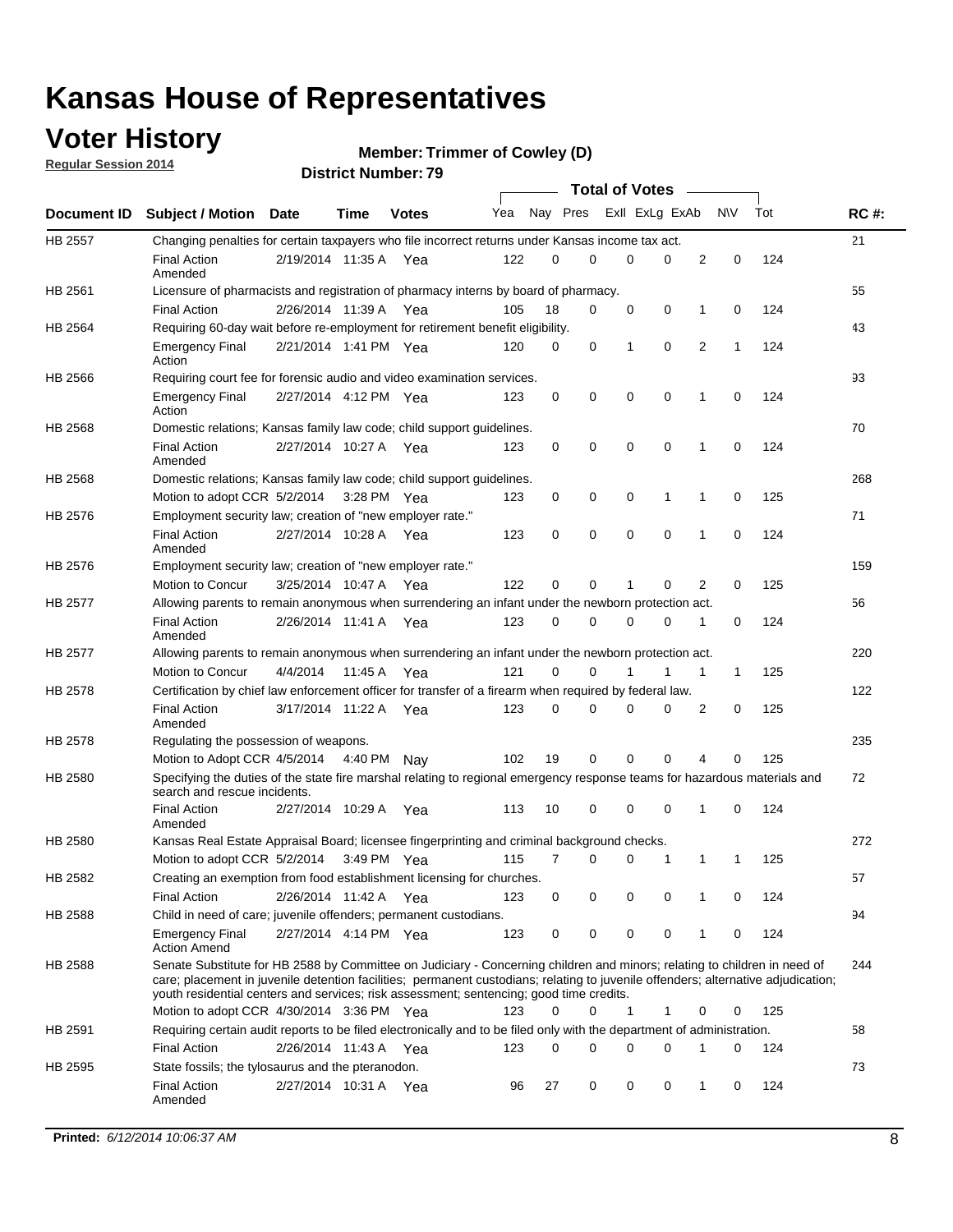# Kansas House of Representatives

## Voter History

**Regular Session 2014**

**Member: Trimmer of Cowley (D)**

**District Number: 79**

| Document ID | Subject / Motion | Date | Time | Votes | Yea | Nay | Pres | ExII | ExLg | ExAb | N\V | Tot | RC #: |
|---|---|---|---|---|---|---|---|---|---|---|---|---|---|
| HB 2557 | Changing penalties for certain taxpayers who file incorrect returns under Kansas income tax act. | | | | | | | | | | | | 21 |
| | Final Action Amended | 2/19/2014 | 11:35 A | Yea | 122 | 0 | 0 | 0 | 0 | 2 | 0 | 124 | |
| HB 2561 | Licensure of pharmacists and registration of pharmacy interns by board of pharmacy. | | | | | | | | | | | | 55 |
| | Final Action | 2/26/2014 | 11:39 A | Yea | 105 | 18 | 0 | 0 | 0 | 1 | 0 | 124 | |
| HB 2564 | Requiring 60-day wait before re-employment for retirement benefit eligibility. | | | | | | | | | | | | 43 |
| | Emergency Final Action | 2/21/2014 | 1:41 PM | Yea | 120 | 0 | 0 | 1 | 0 | 2 | 1 | 124 | |
| HB 2566 | Requiring court fee for forensic audio and video examination services. | | | | | | | | | | | | 93 |
| | Emergency Final Action | 2/27/2014 | 4:12 PM | Yea | 123 | 0 | 0 | 0 | 0 | 1 | 0 | 124 | |
| HB 2568 | Domestic relations; Kansas family law code; child support guidelines. | | | | | | | | | | | | 70 |
| | Final Action Amended | 2/27/2014 | 10:27 A | Yea | 123 | 0 | 0 | 0 | 0 | 1 | 0 | 124 | |
| HB 2568 | Domestic relations; Kansas family law code; child support guidelines. | | | | | | | | | | | | 268 |
| | Motion to adopt CCR | 5/2/2014 | 3:28 PM | Yea | 123 | 0 | 0 | 0 | 1 | 1 | 0 | 125 | |
| HB 2576 | Employment security law; creation of "new employer rate." | | | | | | | | | | | | 71 |
| | Final Action Amended | 2/27/2014 | 10:28 A | Yea | 123 | 0 | 0 | 0 | 0 | 1 | 0 | 124 | |
| HB 2576 | Employment security law; creation of "new employer rate." | | | | | | | | | | | | 159 |
| | Motion to Concur | 3/25/2014 | 10:47 A | Yea | 122 | 0 | 0 | 1 | 0 | 2 | 0 | 125 | |
| HB 2577 | Allowing parents to remain anonymous when surrendering an infant under the newborn protection act. | | | | | | | | | | | | 56 |
| | Final Action Amended | 2/26/2014 | 11:41 A | Yea | 123 | 0 | 0 | 0 | 0 | 1 | 0 | 124 | |
| HB 2577 | Allowing parents to remain anonymous when surrendering an infant under the newborn protection act. | | | | | | | | | | | | 220 |
| | Motion to Concur | 4/4/2014 | 11:45 A | Yea | 121 | 0 | 0 | 1 | 1 | 1 | 1 | 125 | |
| HB 2578 | Certification by chief law enforcement officer for transfer of a firearm when required by federal law. | | | | | | | | | | | | 122 |
| | Final Action Amended | 3/17/2014 | 11:22 A | Yea | 123 | 0 | 0 | 0 | 0 | 2 | 0 | 125 | |
| HB 2578 | Regulating the possession of weapons. | | | | | | | | | | | | 235 |
| | Motion to Adopt CCR | 4/5/2014 | 4:40 PM | Nay | 102 | 19 | 0 | 0 | 0 | 4 | 0 | 125 | |
| HB 2580 | Specifying the duties of the state fire marshal relating to regional emergency response teams for hazardous materials and search and rescue incidents. | | | | | | | | | | | | 72 |
| | Final Action Amended | 2/27/2014 | 10:29 A | Yea | 113 | 10 | 0 | 0 | 0 | 1 | 0 | 124 | |
| HB 2580 | Kansas Real Estate Appraisal Board; licensee fingerprinting and criminal background checks. | | | | | | | | | | | | 272 |
| | Motion to adopt CCR | 5/2/2014 | 3:49 PM | Yea | 115 | 7 | 0 | 0 | 1 | 1 | 1 | 125 | |
| HB 2582 | Creating an exemption from food establishment licensing for churches. | | | | | | | | | | | | 57 |
| | Final Action | 2/26/2014 | 11:42 A | Yea | 123 | 0 | 0 | 0 | 0 | 1 | 0 | 124 | |
| HB 2588 | Child in need of care; juvenile offenders; permanent custodians. | | | | | | | | | | | | 94 |
| | Emergency Final Action Amend | 2/27/2014 | 4:14 PM | Yea | 123 | 0 | 0 | 0 | 0 | 1 | 0 | 124 | |
| HB 2588 | Senate Substitute for HB 2588 by Committee on Judiciary - Concerning children and minors; relating to children in need of care; placement in juvenile detention facilities; permanent custodians; relating to juvenile offenders; alternative adjudication; youth residential centers and services; risk assessment; sentencing; good time credits. | | | | | | | | | | | | 244 |
| | Motion to adopt CCR | 4/30/2014 | 3:36 PM | Yea | 123 | 0 | 0 | 1 | 1 | 0 | 0 | 125 | |
| HB 2591 | Requiring certain audit reports to be filed electronically and to be filed only with the department of administration. | | | | | | | | | | | | 58 |
| | Final Action | 2/26/2014 | 11:43 A | Yea | 123 | 0 | 0 | 0 | 0 | 1 | 0 | 124 | |
| HB 2595 | State fossils; the tylosaurus and the pteranodon. | | | | | | | | | | | | 73 |
| | Final Action Amended | 2/27/2014 | 10:31 A | Yea | 96 | 27 | 0 | 0 | 0 | 1 | 0 | 124 | |

**Printed:** *6/12/2014 10:06:37 AM*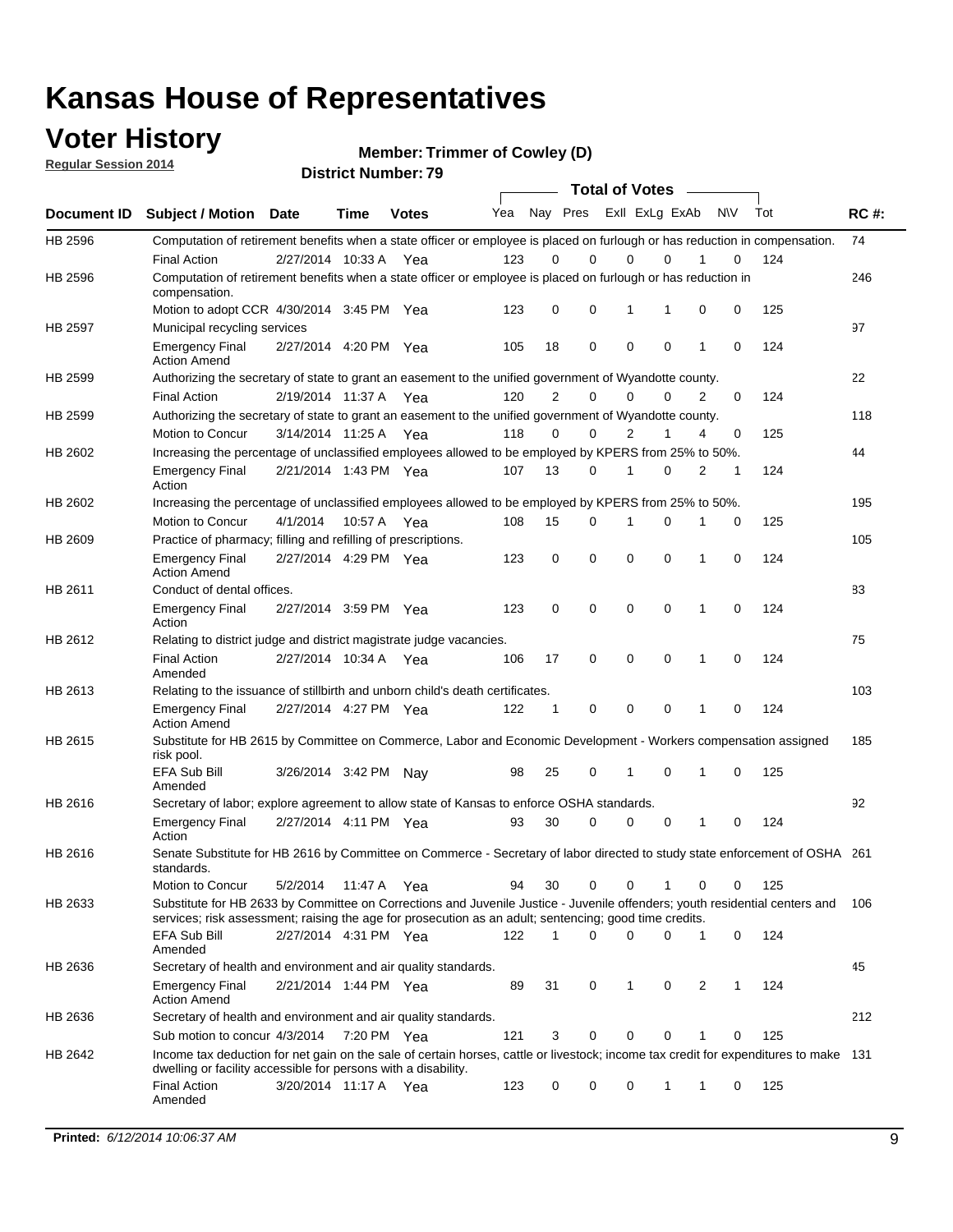# Kansas House of Representatives

## Voter History

**Regular Session 2014**

**Member: Trimmer of Cowley (D)**

**District Number: 79**

| Document ID | Subject / Motion | Date | Time | Votes | Yea | Nay | Pres | ExII | ExLg | ExAb | N\V | Tot | RC #: |
|---|---|---|---|---|---|---|---|---|---|---|---|---|---|
| HB 2596 | Computation of retirement benefits when a state officer or employee is placed on furlough or has reduction in compensation. | | | | | | | | | | | | 74 |
| | Final Action | 2/27/2014 | 10:33 A | Yea | 123 | 0 | 0 | 0 | 0 | 1 | 0 | 124 | |
| HB 2596 | Computation of retirement benefits when a state officer or employee is placed on furlough or has reduction in compensation. | | | | | | | | | | | | 246 |
| | Motion to adopt CCR | 4/30/2014 | 3:45 PM | Yea | 123 | 0 | 0 | 1 | 1 | 0 | 0 | 125 | |
| HB 2597 | Municipal recycling services | | | | | | | | | | | | 97 |
| | Emergency Final Action Amend | 2/27/2014 | 4:20 PM | Yea | 105 | 18 | 0 | 0 | 0 | 1 | 0 | 124 | |
| HB 2599 | Authorizing the secretary of state to grant an easement to the unified government of Wyandotte county. | | | | | | | | | | | | 22 |
| | Final Action | 2/19/2014 | 11:37 A | Yea | 120 | 2 | 0 | 0 | 0 | 2 | 0 | 124 | |
| HB 2599 | Authorizing the secretary of state to grant an easement to the unified government of Wyandotte county. | | | | | | | | | | | | 118 |
| | Motion to Concur | 3/14/2014 | 11:25 A | Yea | 118 | 0 | 0 | 2 | 1 | 4 | 0 | 125 | |
| HB 2602 | Increasing the percentage of unclassified employees allowed to be employed by KPERS from 25% to 50%. | | | | | | | | | | | | 44 |
| | Emergency Final Action | 2/21/2014 | 1:43 PM | Yea | 107 | 13 | 0 | 1 | 0 | 2 | 1 | 124 | |
| HB 2602 | Increasing the percentage of unclassified employees allowed to be employed by KPERS from 25% to 50%. | | | | | | | | | | | | 195 |
| | Motion to Concur | 4/1/2014 | 10:57 A | Yea | 108 | 15 | 0 | 1 | 0 | 1 | 0 | 125 | |
| HB 2609 | Practice of pharmacy; filling and refilling of prescriptions. | | | | | | | | | | | | 105 |
| | Emergency Final Action Amend | 2/27/2014 | 4:29 PM | Yea | 123 | 0 | 0 | 0 | 0 | 1 | 0 | 124 | |
| HB 2611 | Conduct of dental offices. | | | | | | | | | | | | 83 |
| | Emergency Final Action | 2/27/2014 | 3:59 PM | Yea | 123 | 0 | 0 | 0 | 0 | 1 | 0 | 124 | |
| HB 2612 | Relating to district judge and district magistrate judge vacancies. | | | | | | | | | | | | 75 |
| | Final Action Amended | 2/27/2014 | 10:34 A | Yea | 106 | 17 | 0 | 0 | 0 | 1 | 0 | 124 | |
| HB 2613 | Relating to the issuance of stillbirth and unborn child's death certificates. | | | | | | | | | | | | 103 |
| | Emergency Final Action Amend | 2/27/2014 | 4:27 PM | Yea | 122 | 1 | 0 | 0 | 0 | 1 | 0 | 124 | |
| HB 2615 | Substitute for HB 2615 by Committee on Commerce, Labor and Economic Development - Workers compensation assigned risk pool. | | | | | | | | | | | | 185 |
| | EFA Sub Bill Amended | 3/26/2014 | 3:42 PM | Nay | 98 | 25 | 0 | 1 | 0 | 1 | 0 | 125 | |
| HB 2616 | Secretary of labor; explore agreement to allow state of Kansas to enforce OSHA standards. | | | | | | | | | | | | 92 |
| | Emergency Final Action | 2/27/2014 | 4:11 PM | Yea | 93 | 30 | 0 | 0 | 0 | 1 | 0 | 124 | |
| HB 2616 | Senate Substitute for HB 2616 by Committee on Commerce - Secretary of labor directed to study state enforcement of OSHA standards. | | | | | | | | | | | | 261 |
| | Motion to Concur | 5/2/2014 | 11:47 A | Yea | 94 | 30 | 0 | 0 | 1 | 0 | 0 | 125 | |
| HB 2633 | Substitute for HB 2633 by Committee on Corrections and Juvenile Justice - Juvenile offenders; youth residential centers and services; risk assessment; raising the age for prosecution as an adult; sentencing; good time credits. | | | | | | | | | | | | 106 |
| | EFA Sub Bill Amended | 2/27/2014 | 4:31 PM | Yea | 122 | 1 | 0 | 0 | 0 | 1 | 0 | 124 | |
| HB 2636 | Secretary of health and environment and air quality standards. | | | | | | | | | | | | 45 |
| | Emergency Final Action Amend | 2/21/2014 | 1:44 PM | Yea | 89 | 31 | 0 | 1 | 0 | 2 | 1 | 124 | |
| HB 2636 | Secretary of health and environment and air quality standards. | | | | | | | | | | | | 212 |
| | Sub motion to concur | 4/3/2014 | 7:20 PM | Yea | 121 | 3 | 0 | 0 | 0 | 1 | 0 | 125 | |
| HB 2642 | Income tax deduction for net gain on the sale of certain horses, cattle or livestock; income tax credit for expenditures to make dwelling or facility accessible for persons with a disability. | | | | | | | | | | | | 131 |
| | Final Action Amended | 3/20/2014 | 11:17 A | Yea | 123 | 0 | 0 | 0 | 1 | 1 | 0 | 125 | |

**Printed:** *6/12/2014 10:06:37 AM*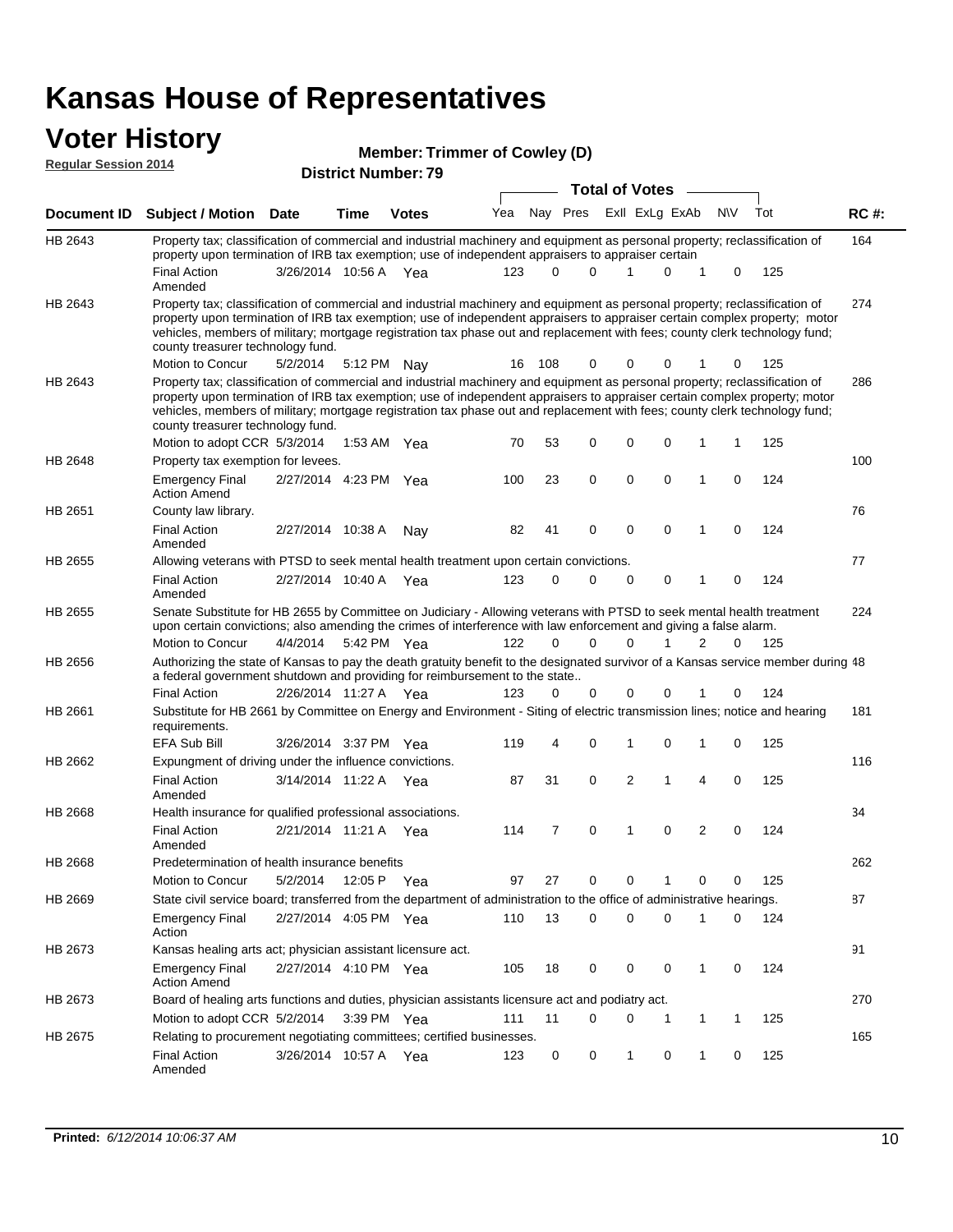# Kansas House of Representatives

## Voter History

**Regular Session 2014**

**Member: Trimmer of Cowley (D)**

**District Number: 79**

| Document ID | Subject / Motion | Date | Time | Votes | Yea | Nay | Pres | ExII | ExLg | ExAb | N\V | Tot | RC #: |
|---|---|---|---|---|---|---|---|---|---|---|---|---|---|
| HB 2643 | Property tax; classification of commercial and industrial machinery and equipment as personal property; reclassification of property upon termination of IRB tax exemption; use of independent appraisers to appraiser certain | | | | | | | | | | | | 164 |
| | Final Action Amended | 3/26/2014 | 10:56 A | Yea | 123 | 0 | 0 | 1 | 0 | 1 | 0 | 125 | |
| HB 2643 | Property tax; classification of commercial and industrial machinery and equipment as personal property; reclassification of property upon termination of IRB tax exemption; use of independent appraisers to appraiser certain complex property; motor vehicles, members of military; mortgage registration tax phase out and replacement with fees; county clerk technology fund; county treasurer technology fund. | | | | | | | | | | | | 274 |
| | Motion to Concur | 5/2/2014 | 5:12 PM | Nay | 16 | 108 | 0 | 0 | 0 | 1 | 0 | 125 | |
| HB 2643 | Property tax; classification of commercial and industrial machinery and equipment as personal property; reclassification of property upon termination of IRB tax exemption; use of independent appraisers to appraiser certain complex property; motor vehicles, members of military; mortgage registration tax phase out and replacement with fees; county clerk technology fund; county treasurer technology fund. | | | | | | | | | | | | 286 |
| | Motion to adopt CCR | 5/3/2014 | 1:53 AM | Yea | 70 | 53 | 0 | 0 | 0 | 1 | 1 | 125 | |
| HB 2648 | Property tax exemption for levees. | | | | | | | | | | | | 100 |
| | Emergency Final Action Amend | 2/27/2014 | 4:23 PM | Yea | 100 | 23 | 0 | 0 | 0 | 1 | 0 | 124 | |
| HB 2651 | County law library. | | | | | | | | | | | | 76 |
| | Final Action Amended | 2/27/2014 | 10:38 A | Nay | 82 | 41 | 0 | 0 | 0 | 1 | 0 | 124 | |
| HB 2655 | Allowing veterans with PTSD to seek mental health treatment upon certain convictions. | | | | | | | | | | | | 77 |
| | Final Action Amended | 2/27/2014 | 10:40 A | Yea | 123 | 0 | 0 | 0 | 0 | 1 | 0 | 124 | |
| HB 2655 | Senate Substitute for HB 2655 by Committee on Judiciary - Allowing veterans with PTSD to seek mental health treatment upon certain convictions; also amending the crimes of interference with law enforcement and giving a false alarm. | | | | | | | | | | | | 224 |
| | Motion to Concur | 4/4/2014 | 5:42 PM | Yea | 122 | 0 | 0 | 0 | 1 | 2 | 0 | 125 | |
| HB 2656 | Authorizing the state of Kansas to pay the death gratuity benefit to the designated survivor of a Kansas service member during a federal government shutdown and providing for reimbursement to the state.. | | | | | | | | | | | | 48 |
| | Final Action | 2/26/2014 | 11:27 A | Yea | 123 | 0 | 0 | 0 | 0 | 1 | 0 | 124 | |
| HB 2661 | Substitute for HB 2661 by Committee on Energy and Environment - Siting of electric transmission lines; notice and hearing requirements. | | | | | | | | | | | | 181 |
| | EFA Sub Bill | 3/26/2014 | 3:37 PM | Yea | 119 | 4 | 0 | 1 | 0 | 1 | 0 | 125 | |
| HB 2662 | Expungment of driving under the influence convictions. | | | | | | | | | | | | 116 |
| | Final Action Amended | 3/14/2014 | 11:22 A | Yea | 87 | 31 | 0 | 2 | 1 | 4 | 0 | 125 | |
| HB 2668 | Health insurance for qualified professional associations. | | | | | | | | | | | | 34 |
| | Final Action Amended | 2/21/2014 | 11:21 A | Yea | 114 | 7 | 0 | 1 | 0 | 2 | 0 | 124 | |
| HB 2668 | Predetermination of health insurance benefits | | | | | | | | | | | | 262 |
| | Motion to Concur | 5/2/2014 | 12:05 P | Yea | 97 | 27 | 0 | 0 | 1 | 0 | 0 | 125 | |
| HB 2669 | State civil service board; transferred from the department of administration to the office of administrative hearings. | | | | | | | | | | | | 87 |
| | Emergency Final Action | 2/27/2014 | 4:05 PM | Yea | 110 | 13 | 0 | 0 | 0 | 1 | 0 | 124 | |
| HB 2673 | Kansas healing arts act; physician assistant licensure act. | | | | | | | | | | | | 91 |
| | Emergency Final Action Amend | 2/27/2014 | 4:10 PM | Yea | 105 | 18 | 0 | 0 | 0 | 1 | 0 | 124 | |
| HB 2673 | Board of healing arts functions and duties, physician assistants licensure act and podiatry act. | | | | | | | | | | | | 270 |
| | Motion to adopt CCR | 5/2/2014 | 3:39 PM | Yea | 111 | 11 | 0 | 0 | 1 | 1 | 1 | 125 | |
| HB 2675 | Relating to procurement negotiating committees; certified businesses. | | | | | | | | | | | | 165 |
| | Final Action Amended | 3/26/2014 | 10:57 A | Yea | 123 | 0 | 0 | 1 | 0 | 1 | 0 | 125 | |

**Printed:** *6/12/2014 10:06:37 AM*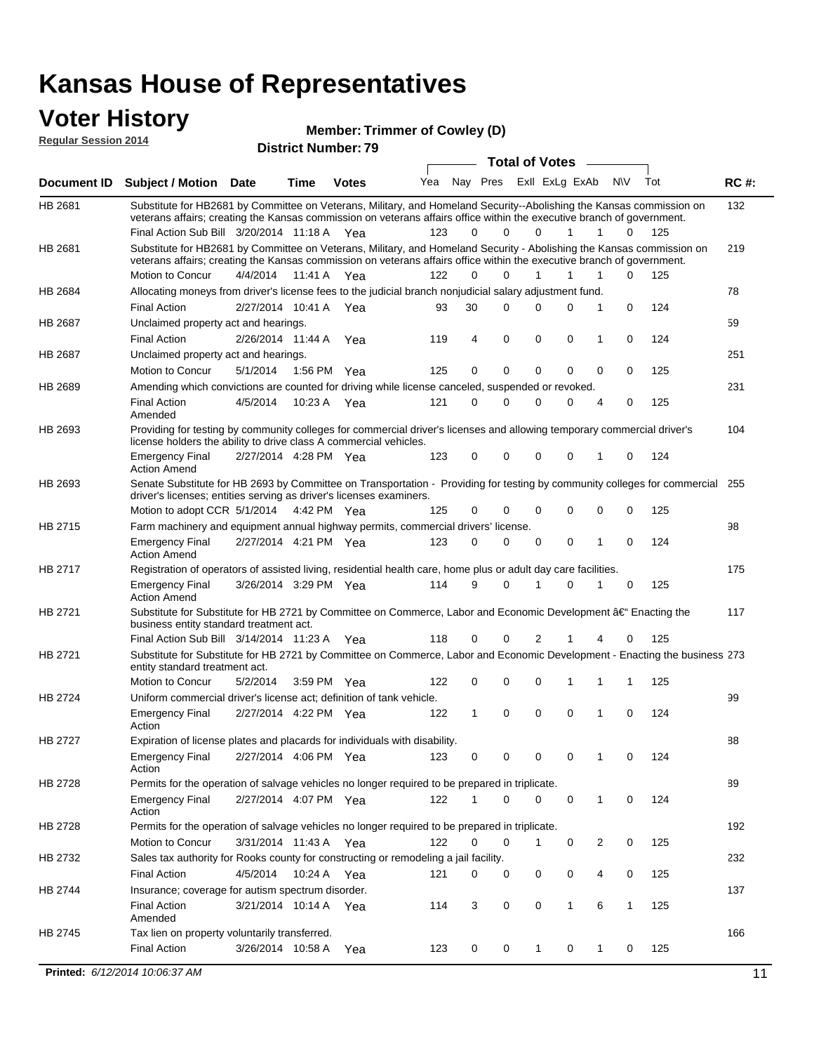# Kansas House of Representatives

## Voter History

**Regular Session 2014**

**Member: Trimmer of Cowley (D)**

**District Number: 79**

| Document ID | Subject / Motion | Date | Time | Votes | Yea | Nay | Pres | ExII | ExLg | ExAb | N\V | Tot | RC #: |
|---|---|---|---|---|---|---|---|---|---|---|---|---|---|
| HB 2681 | Substitute for HB2681 by Committee on Veterans, Military, and Homeland Security--Abolishing the Kansas commission on veterans affairs; creating the Kansas commission on veterans affairs office within the executive branch of government. | | | | | | | | | | | | 132 |
| | Final Action Sub Bill | 3/20/2014 | 11:18 A | Yea | 123 | 0 | 0 | 0 | 1 | 1 | 0 | 125 | |
| HB 2681 | Substitute for HB2681 by Committee on Veterans, Military, and Homeland Security - Abolishing the Kansas commission on veterans affairs; creating the Kansas commission on veterans affairs office within the executive branch of government. | | | | | | | | | | | | 219 |
| | Motion to Concur | 4/4/2014 | 11:41 A | Yea | 122 | 0 | 0 | 1 | 1 | 1 | 0 | 125 | |
| HB 2684 | Allocating moneys from driver's license fees to the judicial branch nonjudicial salary adjustment fund. | | | | | | | | | | | | 78 |
| | Final Action | 2/27/2014 | 10:41 A | Yea | 93 | 30 | 0 | 0 | 0 | 1 | 0 | 124 | |
| HB 2687 | Unclaimed property act and hearings. | | | | | | | | | | | | 59 |
| | Final Action | 2/26/2014 | 11:44 A | Yea | 119 | 4 | 0 | 0 | 0 | 1 | 0 | 124 | |
| HB 2687 | Unclaimed property act and hearings. | | | | | | | | | | | | 251 |
| | Motion to Concur | 5/1/2014 | 1:56 PM | Yea | 125 | 0 | 0 | 0 | 0 | 0 | 0 | 125 | |
| HB 2689 | Amending which convictions are counted for driving while license canceled, suspended or revoked. | | | | | | | | | | | | 231 |
| | Final Action Amended | 4/5/2014 | 10:23 A | Yea | 121 | 0 | 0 | 0 | 0 | 4 | 0 | 125 | |
| HB 2693 | Providing for testing by community colleges for commercial driver's licenses and allowing temporary commercial driver's license holders the ability to drive class A commercial vehicles. | | | | | | | | | | | | 104 |
| | Emergency Final Action Amend | 2/27/2014 | 4:28 PM | Yea | 123 | 0 | 0 | 0 | 0 | 1 | 0 | 124 | |
| HB 2693 | Senate Substitute for HB 2693 by Committee on Transportation - Providing for testing by community colleges for commercial driver's licenses; entities serving as driver's licenses examiners. | | | | | | | | | | | | 255 |
| | Motion to adopt CCR | 5/1/2014 | 4:42 PM | Yea | 125 | 0 | 0 | 0 | 0 | 0 | 0 | 125 | |
| HB 2715 | Farm machinery and equipment annual highway permits, commercial drivers' license. | | | | | | | | | | | | 98 |
| | Emergency Final Action Amend | 2/27/2014 | 4:21 PM | Yea | 123 | 0 | 0 | 0 | 0 | 1 | 0 | 124 | |
| HB 2717 | Registration of operators of assisted living, residential health care, home plus or adult day care facilities. | | | | | | | | | | | | 175 |
| | Emergency Final Action Amend | 3/26/2014 | 3:29 PM | Yea | 114 | 9 | 0 | 1 | 0 | 1 | 0 | 125 | |
| HB 2721 | Substitute for Substitute for HB 2721 by Committee on Commerce, Labor and Economic Development â€“ Enacting the business entity standard treatment act. | | | | | | | | | | | | 117 |
| | Final Action Sub Bill | 3/14/2014 | 11:23 A | Yea | 118 | 0 | 0 | 2 | 1 | 4 | 0 | 125 | |
| HB 2721 | Substitute for Substitute for HB 2721 by Committee on Commerce, Labor and Economic Development - Enacting the business entity standard treatment act. | | | | | | | | | | | | 273 |
| | Motion to Concur | 5/2/2014 | 3:59 PM | Yea | 122 | 0 | 0 | 0 | 1 | 1 | 1 | 125 | |
| HB 2724 | Uniform commercial driver's license act; definition of tank vehicle. | | | | | | | | | | | | 99 |
| | Emergency Final Action | 2/27/2014 | 4:22 PM | Yea | 122 | 1 | 0 | 0 | 0 | 1 | 0 | 124 | |
| HB 2727 | Expiration of license plates and placards for individuals with disability. | | | | | | | | | | | | 88 |
| | Emergency Final Action | 2/27/2014 | 4:06 PM | Yea | 123 | 0 | 0 | 0 | 0 | 1 | 0 | 124 | |
| HB 2728 | Permits for the operation of salvage vehicles no longer required to be prepared in triplicate. | | | | | | | | | | | | 89 |
| | Emergency Final Action | 2/27/2014 | 4:07 PM | Yea | 122 | 1 | 0 | 0 | 0 | 1 | 0 | 124 | |
| HB 2728 | Permits for the operation of salvage vehicles no longer required to be prepared in triplicate. | | | | | | | | | | | | 192 |
| | Motion to Concur | 3/31/2014 | 11:43 A | Yea | 122 | 0 | 0 | 1 | 0 | 2 | 0 | 125 | |
| HB 2732 | Sales tax authority for Rooks county for constructing or remodeling a jail facility. | | | | | | | | | | | | 232 |
| | Final Action | 4/5/2014 | 10:24 A | Yea | 121 | 0 | 0 | 0 | 0 | 4 | 0 | 125 | |
| HB 2744 | Insurance; coverage for autism spectrum disorder. | | | | | | | | | | | | 137 |
| | Final Action Amended | 3/21/2014 | 10:14 A | Yea | 114 | 3 | 0 | 0 | 1 | 6 | 1 | 125 | |
| HB 2745 | Tax lien on property voluntarily transferred. | | | | | | | | | | | | 166 |
| | Final Action | 3/26/2014 | 10:58 A | Yea | 123 | 0 | 0 | 1 | 0 | 1 | 0 | 125 | |

**Printed:** *6/12/2014 10:06:37 AM*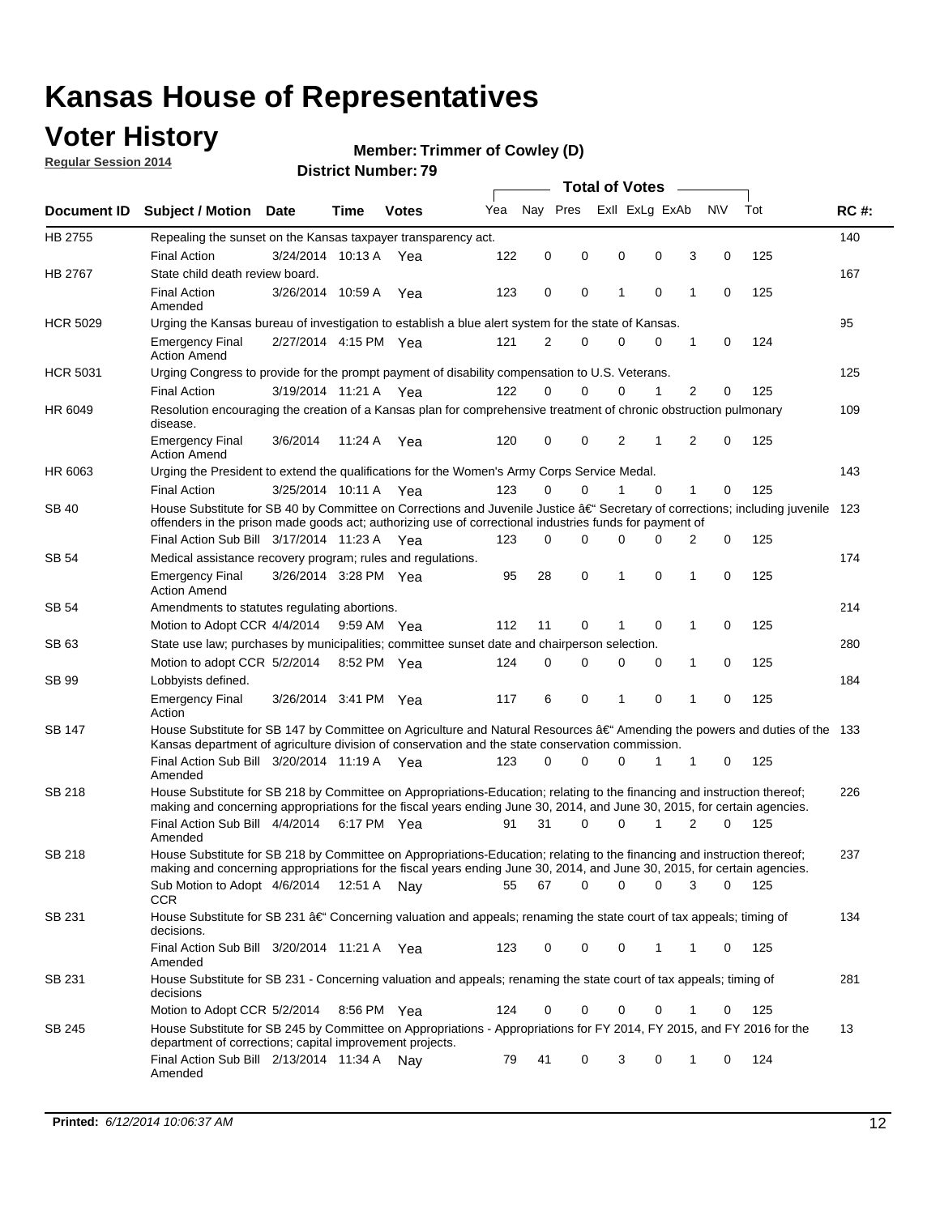# Kansas House of Representatives

## Voter History

**Regular Session 2014**

**Member: Trimmer of Cowley (D)**

**District Number: 79**

| Document ID | Subject / Motion | Date | Time | Votes | Yea | Nay | Pres | ExII | ExLg | ExAb | N\V | Tot | RC #: |
|---|---|---|---|---|---|---|---|---|---|---|---|---|---|
| HB 2755 | Repealing the sunset on the Kansas taxpayer transparency act. | | | | | | | | | | | | 140 |
| | Final Action | 3/24/2014 | 10:13 A | Yea | 122 | 0 | 0 | 0 | 0 | 3 | 0 | 125 | |
| HB 2767 | State child death review board. | | | | | | | | | | | | 167 |
| | Final Action Amended | 3/26/2014 | 10:59 A | Yea | 123 | 0 | 0 | 1 | 0 | 1 | 0 | 125 | |
| HCR 5029 | Urging the Kansas bureau of investigation to establish a blue alert system for the state of Kansas. | | | | | | | | | | | | 95 |
| | Emergency Final Action Amend | 2/27/2014 | 4:15 PM | Yea | 121 | 2 | 0 | 0 | 0 | 1 | 0 | 124 | |
| HCR 5031 | Urging Congress to provide for the prompt payment of disability compensation to U.S. Veterans. | | | | | | | | | | | | 125 |
| | Final Action | 3/19/2014 | 11:21 A | Yea | 122 | 0 | 0 | 0 | 1 | 2 | 0 | 125 | |
| HR 6049 | Resolution encouraging the creation of a Kansas plan for comprehensive treatment of chronic obstruction pulmonary disease. | | | | | | | | | | | | 109 |
| | Emergency Final Action Amend | 3/6/2014 | 11:24 A | Yea | 120 | 0 | 0 | 2 | 1 | 2 | 0 | 125 | |
| HR 6063 | Urging the President to extend the qualifications for the Women's Army Corps Service Medal. | | | | | | | | | | | | 143 |
| | Final Action | 3/25/2014 | 10:11 A | Yea | 123 | 0 | 0 | 1 | 0 | 1 | 0 | 125 | |
| SB 40 | House Substitute for SB 40 by Committee on Corrections and Juvenile Justice â€“ Secretary of corrections; including juvenile offenders in the prison made goods act; authorizing use of correctional industries funds for payment of | | | | | | | | | | | | 123 |
| | Final Action Sub Bill | 3/17/2014 | 11:23 A | Yea | 123 | 0 | 0 | 0 | 0 | 2 | 0 | 125 | |
| SB 54 | Medical assistance recovery program; rules and regulations. | | | | | | | | | | | | 174 |
| | Emergency Final Action Amend | 3/26/2014 | 3:28 PM | Yea | 95 | 28 | 0 | 1 | 0 | 1 | 0 | 125 | |
| SB 54 | Amendments to statutes regulating abortions. | | | | | | | | | | | | 214 |
| | Motion to Adopt CCR | 4/4/2014 | 9:59 AM | Yea | 112 | 11 | 0 | 1 | 0 | 1 | 0 | 125 | |
| SB 63 | State use law; purchases by municipalities; committee sunset date and chairperson selection. | | | | | | | | | | | | 280 |
| | Motion to adopt CCR | 5/2/2014 | 8:52 PM | Yea | 124 | 0 | 0 | 0 | 0 | 1 | 0 | 125 | |
| SB 99 | Lobbyists defined. | | | | | | | | | | | | 184 |
| | Emergency Final Action | 3/26/2014 | 3:41 PM | Yea | 117 | 6 | 0 | 1 | 0 | 1 | 0 | 125 | |
| SB 147 | House Substitute for SB 147 by Committee on Agriculture and Natural Resources â€“ Amending the powers and duties of the Kansas department of agriculture division of conservation and the state conservation commission. | | | | | | | | | | | | 133 |
| | Final Action Sub Bill Amended | 3/20/2014 | 11:19 A | Yea | 123 | 0 | 0 | 0 | 1 | 1 | 0 | 125 | |
| SB 218 | House Substitute for SB 218 by Committee on Appropriations-Education; relating to the financing and instruction thereof; making and concerning appropriations for the fiscal years ending June 30, 2014, and June 30, 2015, for certain agencies. | | | | | | | | | | | | 226 |
| | Final Action Sub Bill Amended | 4/4/2014 | 6:17 PM | Yea | 91 | 31 | 0 | 0 | 1 | 2 | 0 | 125 | |
| SB 218 | House Substitute for SB 218 by Committee on Appropriations-Education; relating to the financing and instruction thereof; making and concerning appropriations for the fiscal years ending June 30, 2014, and June 30, 2015, for certain agencies. | | | | | | | | | | | | 237 |
| | Sub Motion to Adopt CCR | 4/6/2014 | 12:51 A | Nay | 55 | 67 | 0 | 0 | 0 | 3 | 0 | 125 | |
| SB 231 | House Substitute for SB 231 â€“ Concerning valuation and appeals; renaming the state court of tax appeals; timing of decisions. | | | | | | | | | | | | 134 |
| | Final Action Sub Bill Amended | 3/20/2014 | 11:21 A | Yea | 123 | 0 | 0 | 0 | 1 | 1 | 0 | 125 | |
| SB 231 | House Substitute for SB 231 - Concerning valuation and appeals; renaming the state court of tax appeals; timing of decisions | | | | | | | | | | | | 281 |
| | Motion to Adopt CCR | 5/2/2014 | 8:56 PM | Yea | 124 | 0 | 0 | 0 | 0 | 1 | 0 | 125 | |
| SB 245 | House Substitute for SB 245 by Committee on Appropriations - Appropriations for FY 2014, FY 2015, and FY 2016 for the department of corrections; capital improvement projects. | | | | | | | | | | | | 13 |
| | Final Action Sub Bill Amended | 2/13/2014 | 11:34 A | Nay | 79 | 41 | 0 | 3 | 0 | 1 | 0 | 124 | |

**Printed:** *6/12/2014 10:06:37 AM*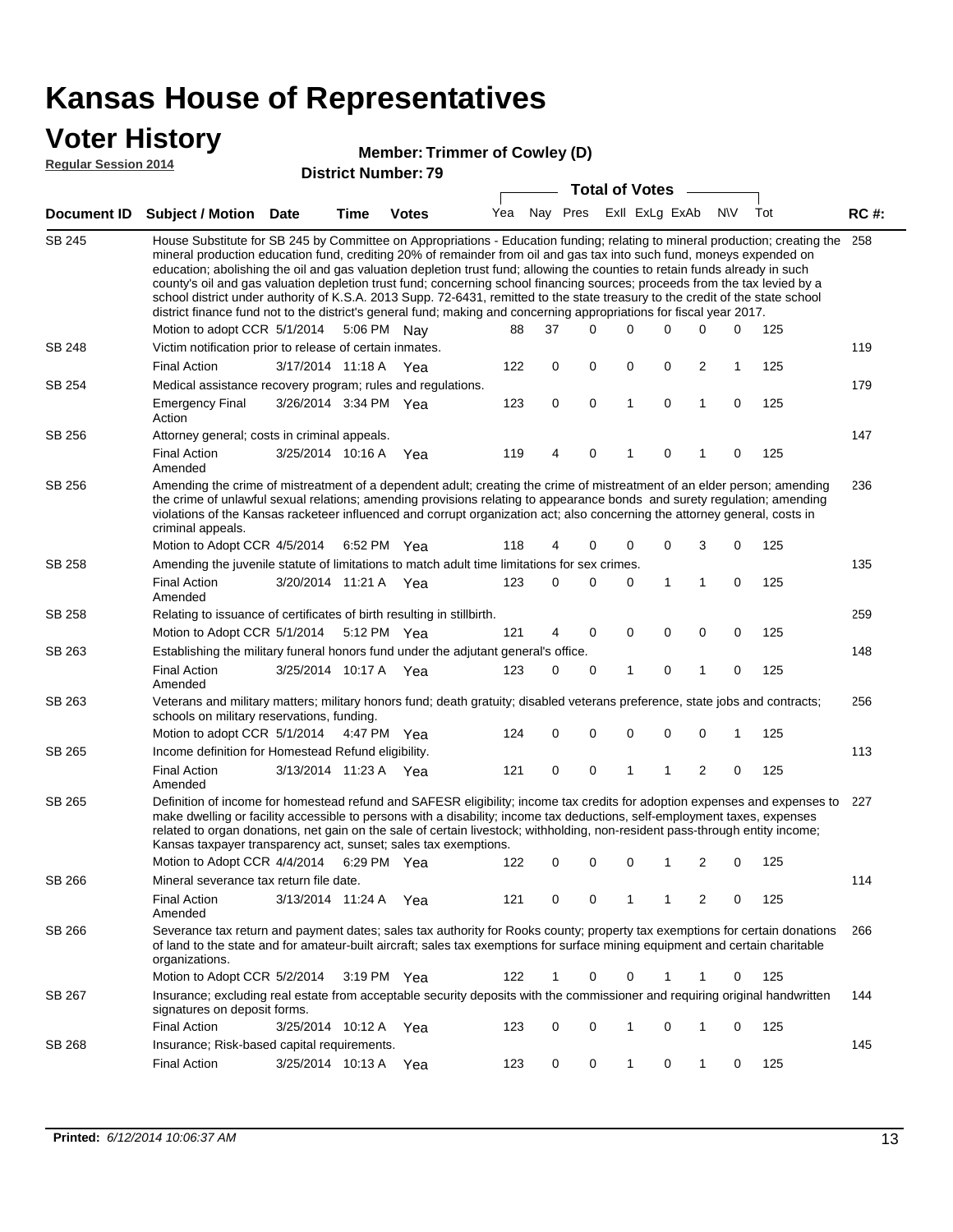# Kansas House of Representatives

## Voter History

**Regular Session 2014**

**Member: Trimmer of Cowley (D)**

**District Number: 79**

| Document ID | Subject / Motion | Date | Time | Votes | Yea | Nay | Pres | ExII | ExLg | ExAb | N\V | Tot | RC #: |
|---|---|---|---|---|---|---|---|---|---|---|---|---|---|
| SB 245 | House Substitute for SB 245 by Committee on Appropriations - Education funding; relating to mineral production; creating the mineral production education fund, crediting 20% of remainder from oil and gas tax into such fund, moneys expended on education; abolishing the oil and gas valuation depletion trust fund; allowing the counties to retain funds already in such county's oil and gas valuation depletion trust fund; concerning school financing sources; proceeds from the tax levied by a school district under authority of K.S.A. 2013 Supp. 72-6431, remitted to the state treasury to the credit of the state school district finance fund not to the district's general fund; making and concerning appropriations for fiscal year 2017. | | | | | | | | | | | | 258 |
| | Motion to adopt CCR | 5/1/2014 | 5:06 PM | Nay | 88 | 37 | 0 | 0 | 0 | 0 | 0 | 125 | |
| SB 248 | Victim notification prior to release of certain inmates. | | | | | | | | | | | | 119 |
| | Final Action | 3/17/2014 | 11:18 A | Yea | 122 | 0 | 0 | 0 | 0 | 2 | 1 | 125 | |
| SB 254 | Medical assistance recovery program; rules and regulations. | | | | | | | | | | | | 179 |
| | Emergency Final Action | 3/26/2014 | 3:34 PM | Yea | 123 | 0 | 0 | 1 | 0 | 1 | 0 | 125 | |
| SB 256 | Attorney general; costs in criminal appeals. | | | | | | | | | | | | 147 |
| | Final Action Amended | 3/25/2014 | 10:16 A | Yea | 119 | 4 | 0 | 1 | 0 | 1 | 0 | 125 | |
| SB 256 | Amending the crime of mistreatment of a dependent adult; creating the crime of mistreatment of an elder person; amending the crime of unlawful sexual relations; amending provisions relating to appearance bonds and surety regulation; amending violations of the Kansas racketeer influenced and corrupt organization act; also concerning the attorney general, costs in criminal appeals. | | | | | | | | | | | | 236 |
| | Motion to Adopt CCR | 4/5/2014 | 6:52 PM | Yea | 118 | 4 | 0 | 0 | 0 | 3 | 0 | 125 | |
| SB 258 | Amending the juvenile statute of limitations to match adult time limitations for sex crimes. | | | | | | | | | | | | 135 |
| | Final Action Amended | 3/20/2014 | 11:21 A | Yea | 123 | 0 | 0 | 0 | 1 | 1 | 0 | 125 | |
| SB 258 | Relating to issuance of certificates of birth resulting in stillbirth. | | | | | | | | | | | | 259 |
| | Motion to Adopt CCR | 5/1/2014 | 5:12 PM | Yea | 121 | 4 | 0 | 0 | 0 | 0 | 0 | 125 | |
| SB 263 | Establishing the military funeral honors fund under the adjutant general's office. | | | | | | | | | | | | 148 |
| | Final Action Amended | 3/25/2014 | 10:17 A | Yea | 123 | 0 | 0 | 1 | 0 | 1 | 0 | 125 | |
| SB 263 | Veterans and military matters; military honors fund; death gratuity; disabled veterans preference, state jobs and contracts; schools on military reservations, funding. | | | | | | | | | | | | 256 |
| | Motion to adopt CCR | 5/1/2014 | 4:47 PM | Yea | 124 | 0 | 0 | 0 | 0 | 0 | 1 | 125 | |
| SB 265 | Income definition for Homestead Refund eligibility. | | | | | | | | | | | | 113 |
| | Final Action Amended | 3/13/2014 | 11:23 A | Yea | 121 | 0 | 0 | 1 | 1 | 2 | 0 | 125 | |
| SB 265 | Definition of income for homestead refund and SAFESR eligibility; income tax credits for adoption expenses and expenses to make dwelling or facility accessible to persons with a disability; income tax deductions, self-employment taxes, expenses related to organ donations, net gain on the sale of certain livestock; withholding, non-resident pass-through entity income; Kansas taxpayer transparency act, sunset; sales tax exemptions. | | | | | | | | | | | | 227 |
| | Motion to Adopt CCR | 4/4/2014 | 6:29 PM | Yea | 122 | 0 | 0 | 0 | 1 | 2 | 0 | 125 | |
| SB 266 | Mineral severance tax return file date. | | | | | | | | | | | | 114 |
| | Final Action Amended | 3/13/2014 | 11:24 A | Yea | 121 | 0 | 0 | 1 | 1 | 2 | 0 | 125 | |
| SB 266 | Severance tax return and payment dates; sales tax authority for Rooks county; property tax exemptions for certain donations of land to the state and for amateur-built aircraft; sales tax exemptions for surface mining equipment and certain charitable organizations. | | | | | | | | | | | | 266 |
| | Motion to Adopt CCR | 5/2/2014 | 3:19 PM | Yea | 122 | 1 | 0 | 0 | 1 | 1 | 0 | 125 | |
| SB 267 | Insurance; excluding real estate from acceptable security deposits with the commissioner and requiring original handwritten signatures on deposit forms. | | | | | | | | | | | | 144 |
| | Final Action | 3/25/2014 | 10:12 A | Yea | 123 | 0 | 0 | 1 | 0 | 1 | 0 | 125 | |
| SB 268 | Insurance; Risk-based capital requirements. | | | | | | | | | | | | 145 |
| | Final Action | 3/25/2014 | 10:13 A | Yea | 123 | 0 | 0 | 1 | 0 | 1 | 0 | 125 | |

**Printed:** *6/12/2014 10:06:37 AM*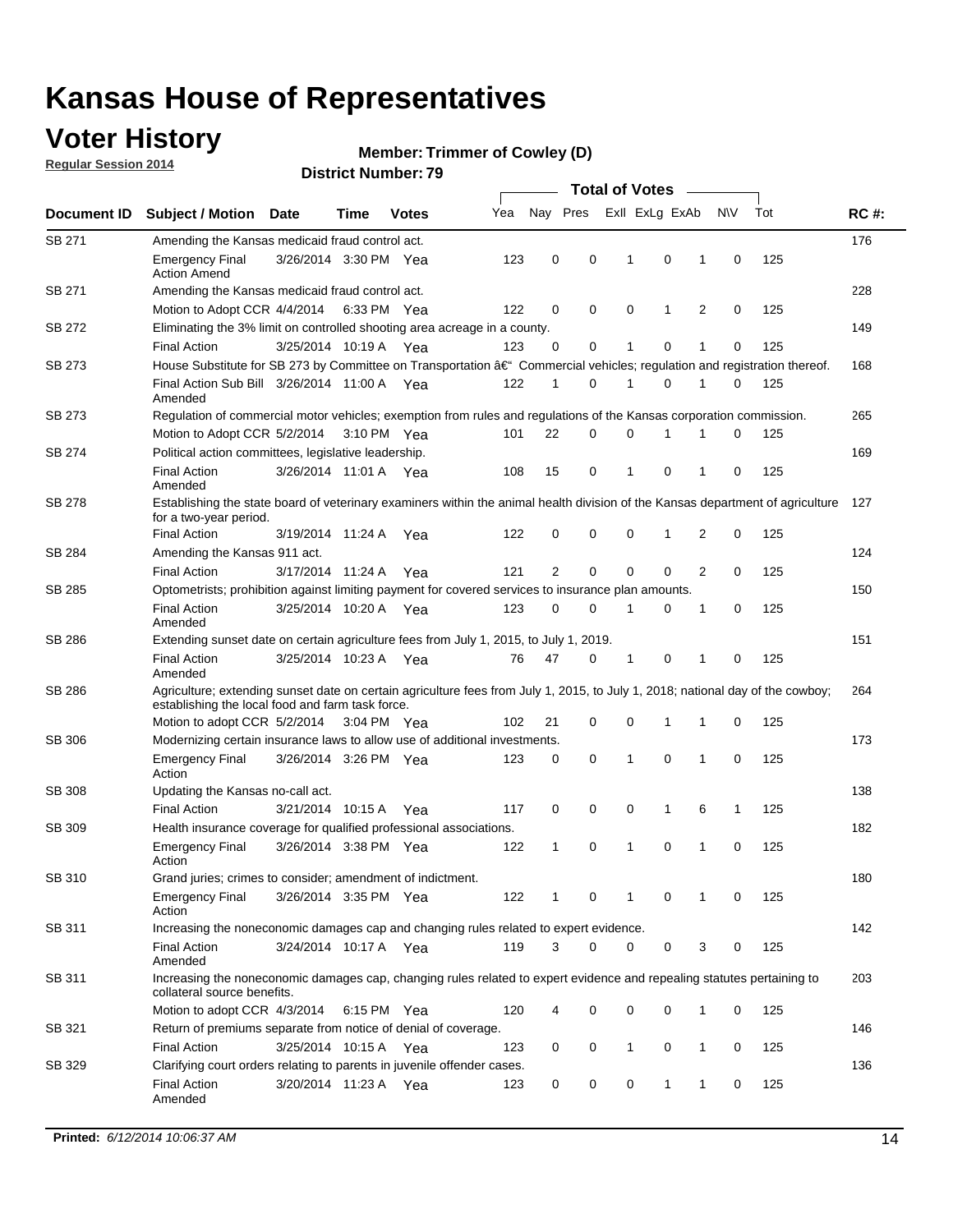# Kansas House of Representatives

## Voter History

**Regular Session 2014**

**Member: Trimmer of Cowley (D)**

**District Number: 79**

| Document ID | Subject / Motion | Date | Time | Votes | Yea | Nay | Pres | ExII | ExLg | ExAb | N\V | Tot | RC #: |
|---|---|---|---|---|---|---|---|---|---|---|---|---|---|
| SB 271 | Amending the Kansas medicaid fraud control act. | | | | | | | | | | | | 176 |
| | Emergency Final Action Amend | 3/26/2014 | 3:30 PM | Yea | 123 | 0 | 0 | 1 | 0 | 1 | 0 | 125 | |
| SB 271 | Amending the Kansas medicaid fraud control act. | | | | | | | | | | | | 228 |
| | Motion to Adopt CCR | 4/4/2014 | 6:33 PM | Yea | 122 | 0 | 0 | 0 | 1 | 2 | 0 | 125 | |
| SB 272 | Eliminating the 3% limit on controlled shooting area acreage in a county. | | | | | | | | | | | | 149 |
| | Final Action | 3/25/2014 | 10:19 A | Yea | 123 | 0 | 0 | 1 | 0 | 1 | 0 | 125 | |
| SB 273 | House Substitute for SB 273 by Committee on Transportation â€" Commercial vehicles; regulation and registration thereof. | | | | | | | | | | | | 168 |
| | Final Action Sub Bill Amended | 3/26/2014 | 11:00 A | Yea | 122 | 1 | 0 | 1 | 0 | 1 | 0 | 125 | |
| SB 273 | Regulation of commercial motor vehicles; exemption from rules and regulations of the Kansas corporation commission. | | | | | | | | | | | | 265 |
| | Motion to Adopt CCR | 5/2/2014 | 3:10 PM | Yea | 101 | 22 | 0 | 0 | 1 | 1 | 0 | 125 | |
| SB 274 | Political action committees, legislative leadership. | | | | | | | | | | | | 169 |
| | Final Action Amended | 3/26/2014 | 11:01 A | Yea | 108 | 15 | 0 | 1 | 0 | 1 | 0 | 125 | |
| SB 278 | Establishing the state board of veterinary examiners within the animal health division of the Kansas department of agriculture for a two-year period. | | | | | | | | | | | | 127 |
| | Final Action | 3/19/2014 | 11:24 A | Yea | 122 | 0 | 0 | 0 | 1 | 2 | 0 | 125 | |
| SB 284 | Amending the Kansas 911 act. | | | | | | | | | | | | 124 |
| | Final Action | 3/17/2014 | 11:24 A | Yea | 121 | 2 | 0 | 0 | 0 | 2 | 0 | 125 | |
| SB 285 | Optometrists; prohibition against limiting payment for covered services to insurance plan amounts. | | | | | | | | | | | | 150 |
| | Final Action Amended | 3/25/2014 | 10:20 A | Yea | 123 | 0 | 0 | 1 | 0 | 1 | 0 | 125 | |
| SB 286 | Extending sunset date on certain agriculture fees from July 1, 2015, to July 1, 2019. | | | | | | | | | | | | 151 |
| | Final Action Amended | 3/25/2014 | 10:23 A | Yea | 76 | 47 | 0 | 1 | 0 | 1 | 0 | 125 | |
| SB 286 | Agriculture; extending sunset date on certain agriculture fees from July 1, 2015, to July 1, 2018; national day of the cowboy; establishing the local food and farm task force. | | | | | | | | | | | | 264 |
| | Motion to adopt CCR | 5/2/2014 | 3:04 PM | Yea | 102 | 21 | 0 | 0 | 1 | 1 | 0 | 125 | |
| SB 306 | Modernizing certain insurance laws to allow use of additional investments. | | | | | | | | | | | | 173 |
| | Emergency Final Action | 3/26/2014 | 3:26 PM | Yea | 123 | 0 | 0 | 1 | 0 | 1 | 0 | 125 | |
| SB 308 | Updating the Kansas no-call act. | | | | | | | | | | | | 138 |
| | Final Action | 3/21/2014 | 10:15 A | Yea | 117 | 0 | 0 | 0 | 1 | 6 | 1 | 125 | |
| SB 309 | Health insurance coverage for qualified professional associations. | | | | | | | | | | | | 182 |
| | Emergency Final Action | 3/26/2014 | 3:38 PM | Yea | 122 | 1 | 0 | 1 | 0 | 1 | 0 | 125 | |
| SB 310 | Grand juries; crimes to consider; amendment of indictment. | | | | | | | | | | | | 180 |
| | Emergency Final Action | 3/26/2014 | 3:35 PM | Yea | 122 | 1 | 0 | 1 | 0 | 1 | 0 | 125 | |
| SB 311 | Increasing the noneconomic damages cap and changing rules related to expert evidence. | | | | | | | | | | | | 142 |
| | Final Action Amended | 3/24/2014 | 10:17 A | Yea | 119 | 3 | 0 | 0 | 0 | 3 | 0 | 125 | |
| SB 311 | Increasing the noneconomic damages cap, changing rules related to expert evidence and repealing statutes pertaining to collateral source benefits. | | | | | | | | | | | | 203 |
| | Motion to adopt CCR | 4/3/2014 | 6:15 PM | Yea | 120 | 4 | 0 | 0 | 0 | 1 | 0 | 125 | |
| SB 321 | Return of premiums separate from notice of denial of coverage. | | | | | | | | | | | | 146 |
| | Final Action | 3/25/2014 | 10:15 A | Yea | 123 | 0 | 0 | 1 | 0 | 1 | 0 | 125 | |
| SB 329 | Clarifying court orders relating to parents in juvenile offender cases. | | | | | | | | | | | | 136 |
| | Final Action Amended | 3/20/2014 | 11:23 A | Yea | 123 | 0 | 0 | 0 | 1 | 1 | 0 | 125 | |

**Printed:** *6/12/2014 10:06:37 AM*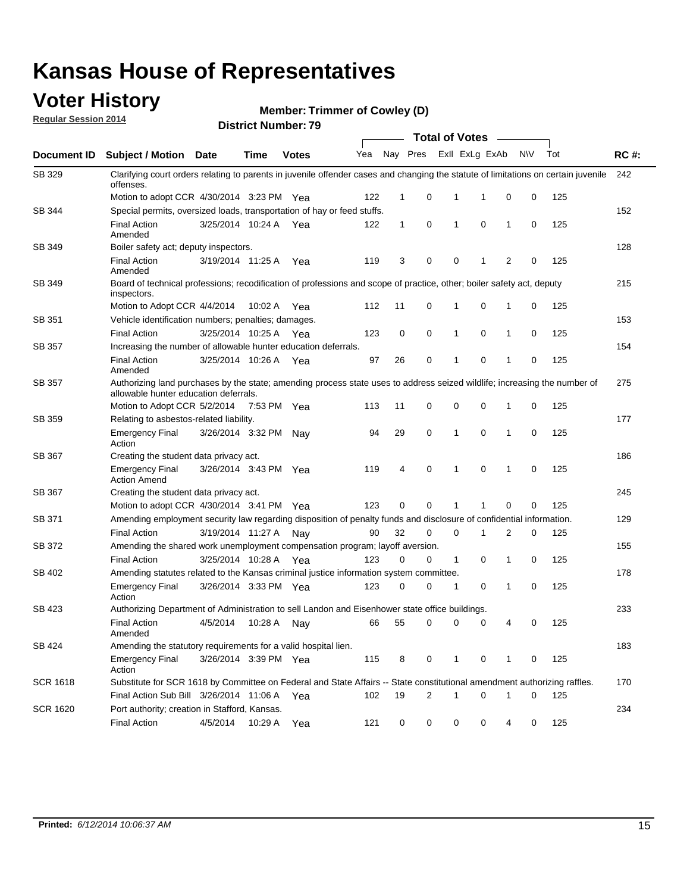# Kansas House of Representatives

## Voter History

**Regular Session 2014**

**Member: Trimmer of Cowley (D)**

**District Number: 79**

| Document ID | Subject / Motion | Date | Time | Votes | Yea | Nay | Pres | ExII | ExLg | ExAb | N\V | Tot | RC #: |
|---|---|---|---|---|---|---|---|---|---|---|---|---|---|
| SB 329 | Clarifying court orders relating to parents in juvenile offender cases and changing the statute of limitations on certain juvenile offenses. | | | | | | | | | | | | 242 |
| | Motion to adopt CCR | 4/30/2014 | 3:23 PM | Yea | 122 | 1 | 0 | 1 | 1 | 0 | 0 | 125 | |
| SB 344 | Special permits, oversized loads, transportation of hay or feed stuffs. | | | | | | | | | | | | 152 |
| | Final Action Amended | 3/25/2014 | 10:24 A | Yea | 122 | 1 | 0 | 1 | 0 | 1 | 0 | 125 | |
| SB 349 | Boiler safety act; deputy inspectors. | | | | | | | | | | | | 128 |
| | Final Action Amended | 3/19/2014 | 11:25 A | Yea | 119 | 3 | 0 | 0 | 1 | 2 | 0 | 125 | |
| SB 349 | Board of technical professions; recodification of professions and scope of practice, other; boiler safety act, deputy inspectors. | | | | | | | | | | | | 215 |
| | Motion to Adopt CCR | 4/4/2014 | 10:02 A | Yea | 112 | 11 | 0 | 1 | 0 | 1 | 0 | 125 | |
| SB 351 | Vehicle identification numbers; penalties; damages. | | | | | | | | | | | | 153 |
| | Final Action | 3/25/2014 | 10:25 A | Yea | 123 | 0 | 0 | 1 | 0 | 1 | 0 | 125 | |
| SB 357 | Increasing the number of allowable hunter education deferrals. | | | | | | | | | | | | 154 |
| | Final Action Amended | 3/25/2014 | 10:26 A | Yea | 97 | 26 | 0 | 1 | 0 | 1 | 0 | 125 | |
| SB 357 | Authorizing land purchases by the state; amending process state uses to address seized wildlife; increasing the number of allowable hunter education deferrals. | | | | | | | | | | | | 275 |
| | Motion to Adopt CCR | 5/2/2014 | 7:53 PM | Yea | 113 | 11 | 0 | 0 | 0 | 1 | 0 | 125 | |
| SB 359 | Relating to asbestos-related liability. | | | | | | | | | | | | 177 |
| | Emergency Final Action | 3/26/2014 | 3:32 PM | Nay | 94 | 29 | 0 | 1 | 0 | 1 | 0 | 125 | |
| SB 367 | Creating the student data privacy act. | | | | | | | | | | | | 186 |
| | Emergency Final Action Amend | 3/26/2014 | 3:43 PM | Yea | 119 | 4 | 0 | 1 | 0 | 1 | 0 | 125 | |
| SB 367 | Creating the student data privacy act. | | | | | | | | | | | | 245 |
| | Motion to adopt CCR | 4/30/2014 | 3:41 PM | Yea | 123 | 0 | 0 | 1 | 1 | 0 | 0 | 125 | |
| SB 371 | Amending employment security law regarding disposition of penalty funds and disclosure of confidential information. | | | | | | | | | | | | 129 |
| | Final Action | 3/19/2014 | 11:27 A | Nay | 90 | 32 | 0 | 0 | 1 | 2 | 0 | 125 | |
| SB 372 | Amending the shared work unemployment compensation program; layoff aversion. | | | | | | | | | | | | 155 |
| | Final Action | 3/25/2014 | 10:28 A | Yea | 123 | 0 | 0 | 1 | 0 | 1 | 0 | 125 | |
| SB 402 | Amending statutes related to the Kansas criminal justice information system committee. | | | | | | | | | | | | 178 |
| | Emergency Final Action | 3/26/2014 | 3:33 PM | Yea | 123 | 0 | 0 | 1 | 0 | 1 | 0 | 125 | |
| SB 423 | Authorizing Department of Administration to sell Landon and Eisenhower state office buildings. | | | | | | | | | | | | 233 |
| | Final Action Amended | 4/5/2014 | 10:28 A | Nay | 66 | 55 | 0 | 0 | 0 | 4 | 0 | 125 | |
| SB 424 | Amending the statutory requirements for a valid hospital lien. | | | | | | | | | | | | 183 |
| | Emergency Final Action | 3/26/2014 | 3:39 PM | Yea | 115 | 8 | 0 | 1 | 0 | 1 | 0 | 125 | |
| SCR 1618 | Substitute for SCR 1618 by Committee on Federal and State Affairs -- State constitutional amendment authorizing raffles. | | | | | | | | | | | | 170 |
| | Final Action Sub Bill | 3/26/2014 | 11:06 A | Yea | 102 | 19 | 2 | 1 | 0 | 1 | 0 | 125 | |
| SCR 1620 | Port authority; creation in Stafford, Kansas. | | | | | | | | | | | | 234 |
| | Final Action | 4/5/2014 | 10:29 A | Yea | 121 | 0 | 0 | 0 | 0 | 4 | 0 | 125 | |

**Printed:** *6/12/2014 10:06:37 AM*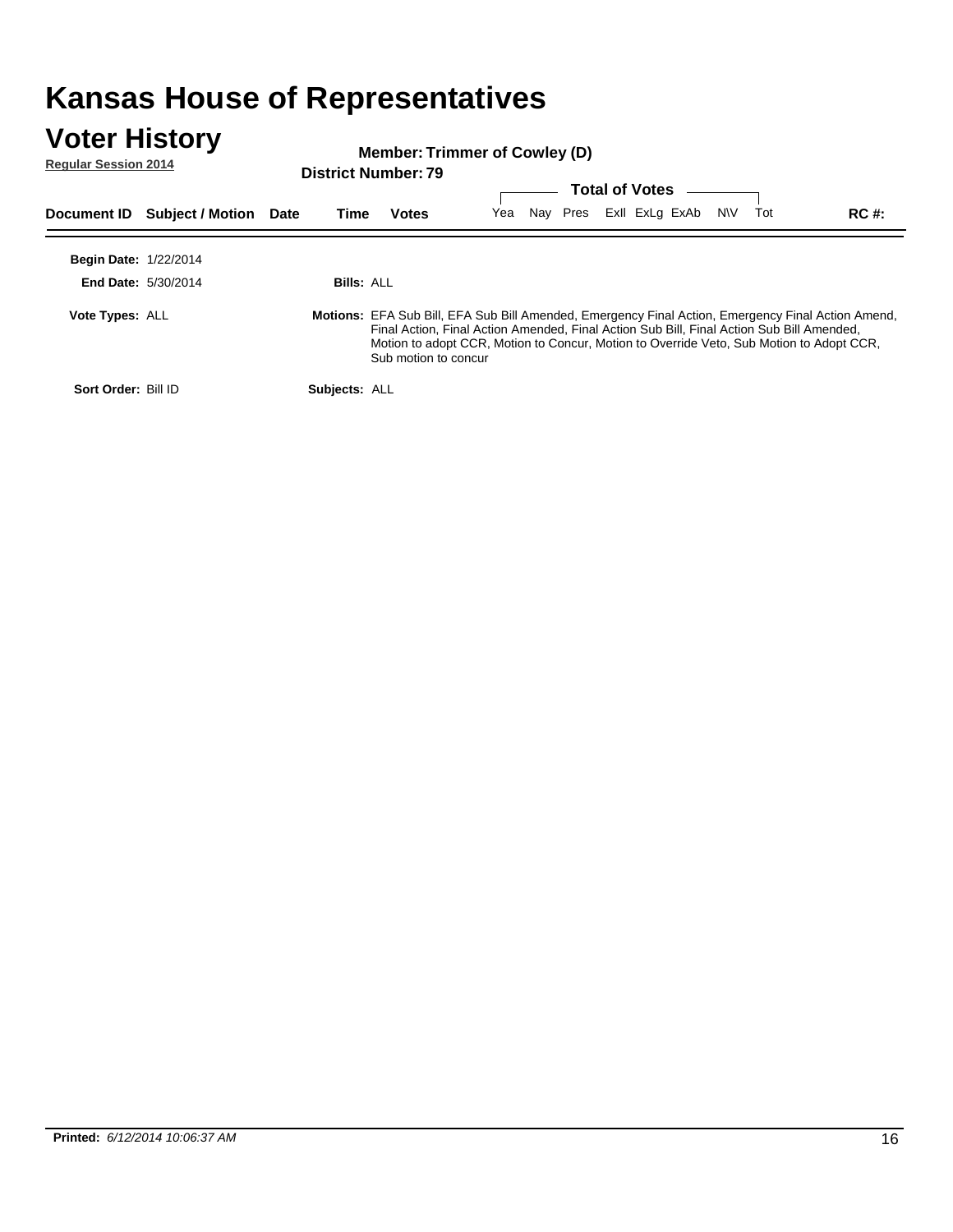# Kansas House of Representatives

## Voter History

**Regular Session 2014**

**Member: Trimmer of Cowley (D)**

**District Number: 79**

| Document ID | Subject / Motion | Date | Time | Votes | Total of Votes | | | | | | | | RC #: |
|---|---|---|---|---|---|---|---|---|---|---|---|---|---|
| | | | | | Yea | Nay | Pres | ExII | ExLg | ExAb | N\V | Tot | |

**Begin Date:** 1/22/2014

**End Date:** 5/30/2014

**Bills:** ALL

**Vote Types:** ALL

**Motions:** EFA Sub Bill, EFA Sub Bill Amended, Emergency Final Action, Emergency Final Action Amend, Final Action, Final Action Amended, Final Action Sub Bill, Final Action Sub Bill Amended, Motion to adopt CCR, Motion to Concur, Motion to Override Veto, Sub Motion to Adopt CCR, Sub motion to concur

**Sort Order:** Bill ID

**Subjects:** ALL

**Printed:** *6/12/2014 10:06:37 AM*